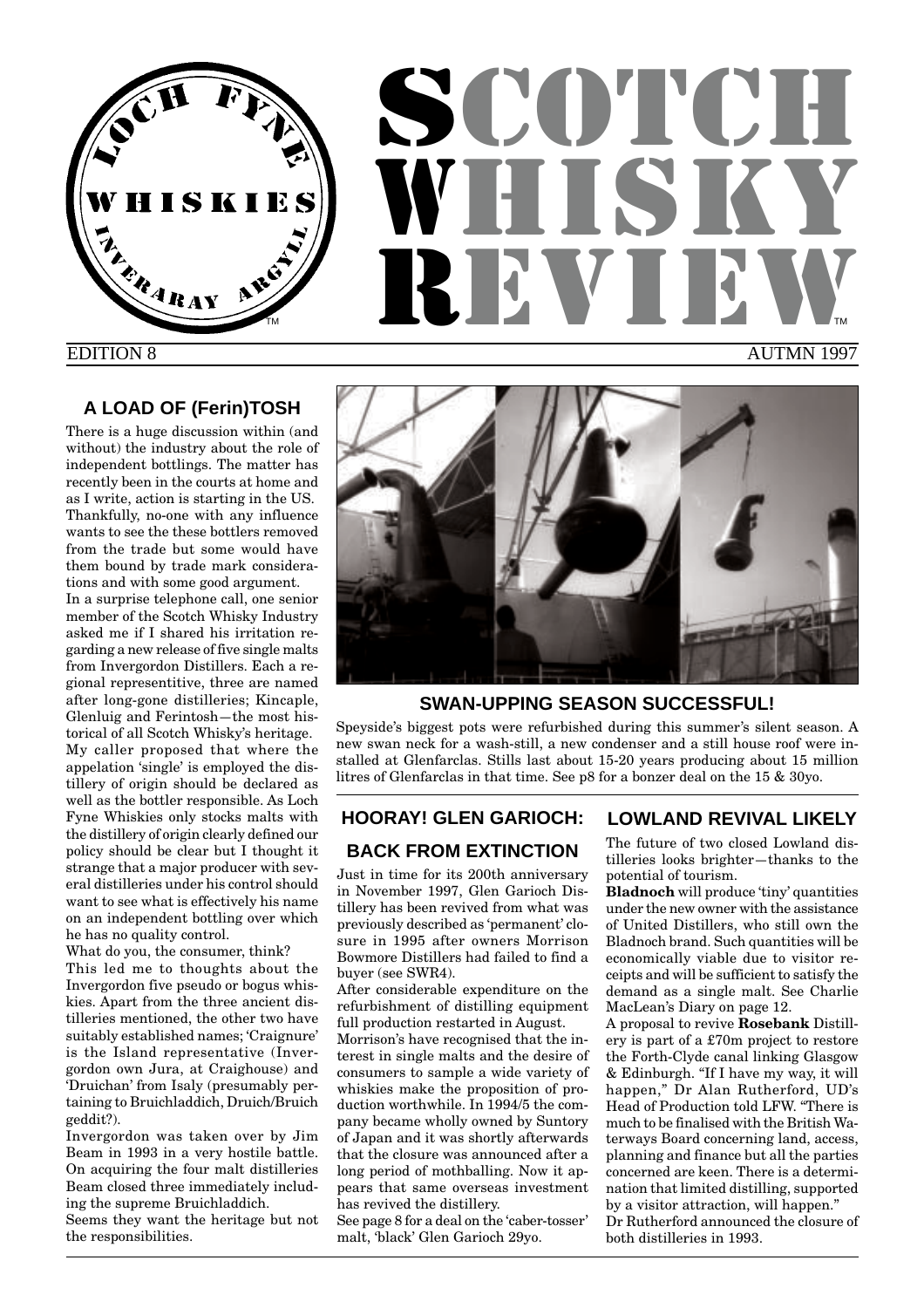# SCOTCH WHISKY REVIEW

EDITION 8 AUTMN 1997

## A LOAD OF (Ferin)TOSH

There is a huge discussion within (and without) the industry about the role of independent bottlings. The matter has recently been in the courts at home and as I write, action is starting in the US. Thankfully, no-one with any influence wants to see the these bottlers removed from the trade but some would have them bound by trade mark considerations and with some good argument.

In a surprise telephone call, one senior member of the Scotch Whisky Industry asked me if I shared his irritation regarding a new release of five single malts from Invergordon Distillers. Each a regional representitive, three are named after long-gone distilleries; Kincaple, Glenluig and Ferintosh—the most historical of all Scotch Whisky's heritage.

My caller proposed that where the appelation 'single' is employed the distillery of origin should be declared as well as the bottler responsible. As Loch Fyne Whiskies only stocks malts with the distillery of origin clearly defined our policy should be clear but I thought it strange that a major producer with several distilleries under his control should want to see what is effectively his name on an independent bottling over which he has no quality control.

What do you, the consumer, think?

This led me to thoughts about the Invergordon five pseudo or bogus whiskies. Apart from the three ancient distilleries mentioned, the other two have suitably established names; 'Craignure' is the Island representative (Invergordon own Jura, at Craighouse) and 'Druichan' from Isaly (presumably pertaining to Bruichladdich, Druich/Bruich geddit?).

Invergordon was taken over by Jim Beam in 1993 in a very hostile battle. On acquiring the four malt distilleries Beam closed three immediately including the supreme Bruichladdich.

Seems they want the heritage but not the responsibilities.

## SWAN-UPPING SEASON SUCCESSFUL!

Speyside's biggest pots were refurbished during this summer's silent season. A new swan neck for a wash-still, a new condenser and a still house roof were installed at Glenfarclas. Stills last about 15-20 years producing about 15 million litres of Glenfarclas in that time. See p8 for a bonzer deal on the 15 & 30yo.

## HOORAY! GLEN GARIOCH: BACK FROM EXTINCTION

Just in time for its 200th anniversary in November 1997, Glen Garioch Distillery has been revived from what was previously described as 'permanent' closure in 1995 after owners Morrison Bowmore Distillers had failed to find a buyer (see SWR4).

After considerable expenditure on the refurbishment of distilling equipment full production restarted in August.

Morrison's have recognised that the interest in single malts and the desire of consumers to sample a wide variety of whiskies make the proposition of production worthwhile. In 1994/5 the company became wholly owned by Suntory of Japan and it was shortly afterwards that the closure was announced after a long period of mothballing. Now it appears that same overseas investment has revived the distillery.

See page 8 for a deal on the 'caber-tosser' malt, 'black' Glen Garioch 29yo.

## LOWLAND REVIVAL LIKELY

The future of two closed Lowland distilleries looks brighter—thanks to the potential of tourism.

**Bladnoch** will produce 'tiny' quantities under the new owner with the assistance of United Distillers, who still own the Bladnoch brand. Such quantities will be economically viable due to visitor receipts and will be sufficient to satisfy the demand as a single malt. See Charlie MacLean's Diary on page 12.

A proposal to revive **Rosebank** Distillery is part of a £70m project to restore the Forth-Clyde canal linking Glasgow & Edinburgh. "If I have my way, it will happen," Dr Alan Rutherford, UD's Head of Production told LFW. "There is much to be finalised with the British Waterways Board concerning land, access, planning and finance but all the parties concerned are keen. There is a determination that limited distilling, supported by a visitor attraction, will happen."

Dr Rutherford announced the closure of both distilleries in 1993.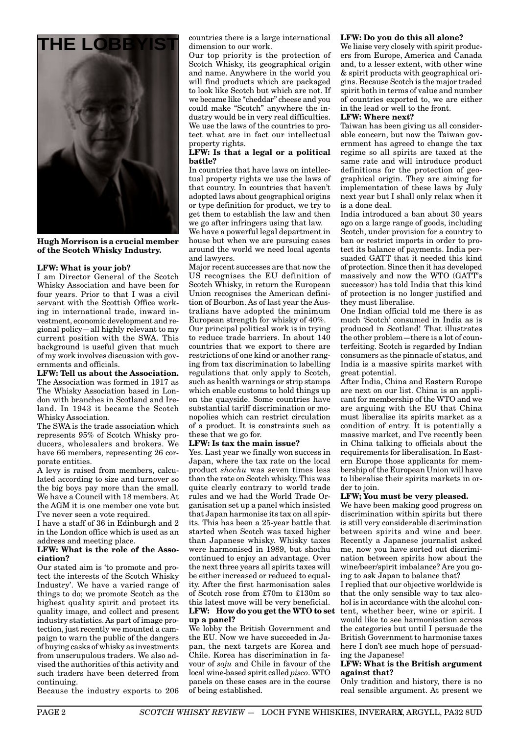# THE LOBBYIST

**Hugh Morrison is a crucial member of the Scotch Whisky Industry.**

**LFW: What is your job?**

I am Director General of the Scotch Whisky Association and have been for four years. Prior to that I was a civil servant with the Scottish Office working in international trade, inward investment, economic development and regional policy—all highly relevant to my current position with the SWA. This background is useful given that much of my work involves discussion with governments and officials.

**LFW: Tell us about the Association.**

The Association was formed in 1917 as The Whisky Association based in London with branches in Scotland and Ireland. In 1943 it became the Scotch Whisky Association.

The SWA is the trade association which represents 95% of Scotch Whisky producers, wholesalers and brokers. We have 66 members, representing 26 corporate entities.

A levy is raised from members, calculated according to size and turnover so the big boys pay more than the small. We have a Council with 18 members. At the AGM it is one member one vote but I've never seen a vote required.

I have a staff of 36 in Edinburgh and 2 in the London office which is used as an address and meeting place.

**LFW: What is the role of the Association?**

Our stated aim is 'to promote and protect the interests of the Scotch Whisky Industry'. We have a varied range of things to do; we promote Scotch as the highest quality spirit and protect its quality image, and collect and present industry statistics. As part of image protection, just recently we mounted a campaign to warn the public of the dangers of buying casks of whisky as investments from unscrupulous traders. We also advised the authorities of this activity and such traders have been deterred from continuing.

Because the industry exports to 206 countries there is a large international dimension to our work.

Our top priority is the protection of Scotch Whisky, its geographical origin and name. Anywhere in the world you will find products which are packaged to look like Scotch but which are not. If we became like "cheddar" cheese and you could make "Scotch" anywhere the industry would be in very real difficulties. We use the laws of the countries to protect what are in fact our intellectual property rights.

**LFW: Is that a legal or a political battle?**

In countries that have laws on intellectual property rights we use the laws of that country. In countries that haven't adopted laws about geographical origins or type definition for product, we try to get them to establish the law and then we go after infringers using that law.

We have a powerful legal department in house but when we are pursuing cases around the world we need local agents and lawyers.

Major recent successes are that now the US recognises the EU definition of Scotch Whisky, in return the European Union recognises the American definition of Bourbon. As of last year the Australians have adopted the minimum European strength for whisky of 40%.

Our principal political work is in trying to reduce trade barriers. In about 140 countries that we export to there are restrictions of one kind or another ranging from tax discrimination to labelling regulations that only apply to Scotch, such as health warnings or strip stamps which enable customs to hold things up on the quayside. Some countries have substantial tariff discrimination or monopolies which can restrict circulation of a product. It is constraints such as these that we go for.

**LFW: Is tax the main issue?**

Yes. Last year we finally won success in Japan, where the tax rate on the local product *shochu* was seven times less than the rate on Scotch whisky. This was quite clearly contrary to world trade rules and we had the World Trade Organisation set up a panel which insisted that Japan harmonise its tax on all spirits. This has been a 25-year battle that started when Scotch was taxed higher than Japanese whisky. Whisky taxes were harmonised in 1989, but shochu continued to enjoy an advantage. Over the next three years all spirits taxes will be either increased or reduced to equality. After the first harmonisation sales of Scotch rose from £70m to £130m so this latest move will be very beneficial.

**LFW: How do you get the WTO to set up a panel?**

We lobby the British Government and the EU. Now we have succeeded in Japan, the next targets are Korea and Chile. Korea has discrimination in favour of *soju* and Chile in favour of the local wine-based spirit called *pisco*. WTO panels on these cases are in the course of being established.

**LFW: Do you do this all alone?**

We liaise very closely with spirit producers from Europe, America and Canada and, to a lesser extent, with other wine & spirit products with geographical origins. Because Scotch is the major traded spirit both in terms of value and number of countries exported to, we are either in the lead or well to the front.

**LFW: Where next?**

Taiwan has been giving us all considerable concern, but now the Taiwan government has agreed to change the tax regime so all spirits are taxed at the same rate and will introduce product definitions for the protection of geographical origin. They are aiming for implementation of these laws by July next year but I shall only relax when it is a done deal.

India introduced a ban about 30 years ago on a large range of goods, including Scotch, under provision for a country to ban or restrict imports in order to protect its balance of payments. India persuaded GATT that it needed this kind of protection. Since then it has developed massively and now the WTO (GATT's successor) has told India that this kind of protection is no longer justified and they must liberalise.

One Indian official told me there is as much 'Scotch' consumed in India as is produced in Scotland! That illustrates the other problem—there is a lot of counterfeiting. Scotch is regarded by Indian consumers as the pinnacle of status, and India is a massive spirits market with great potential.

After India, China and Eastern Europe are next on our list. China is an applicant for membership of the WTO and we are arguing with the EU that China must liberalise its spirits market as a condition of entry. It is potentially a massive market, and I've recently been in China talking to officials about the requirements for liberalisation. In Eastern Europe those applicants for membership of the European Union will have to liberalise their spirits markets in order to join.

**LFW; You must be very pleased.**

We have been making good progress on discrimination within spirits but there is still very considerable discrimination between spirits and wine and beer. Recently a Japanese journalist asked me, now you have sorted out discrimination between spirits how about the wine/beer/spirit imbalance? Are you going to ask Japan to balance that?

I replied that our objective worldwide is that the only sensible way to tax alcohol is in accordance with the alcohol content, whether beer, wine or spirit. I would like to see harmonisation across the categories but until I persuade the British Government to harmonise taxes here I don't see much hope of persuading the Japanese!

**LFW: What is the British argument against that?**

Only tradition and history, there is no real sensible argument. At present we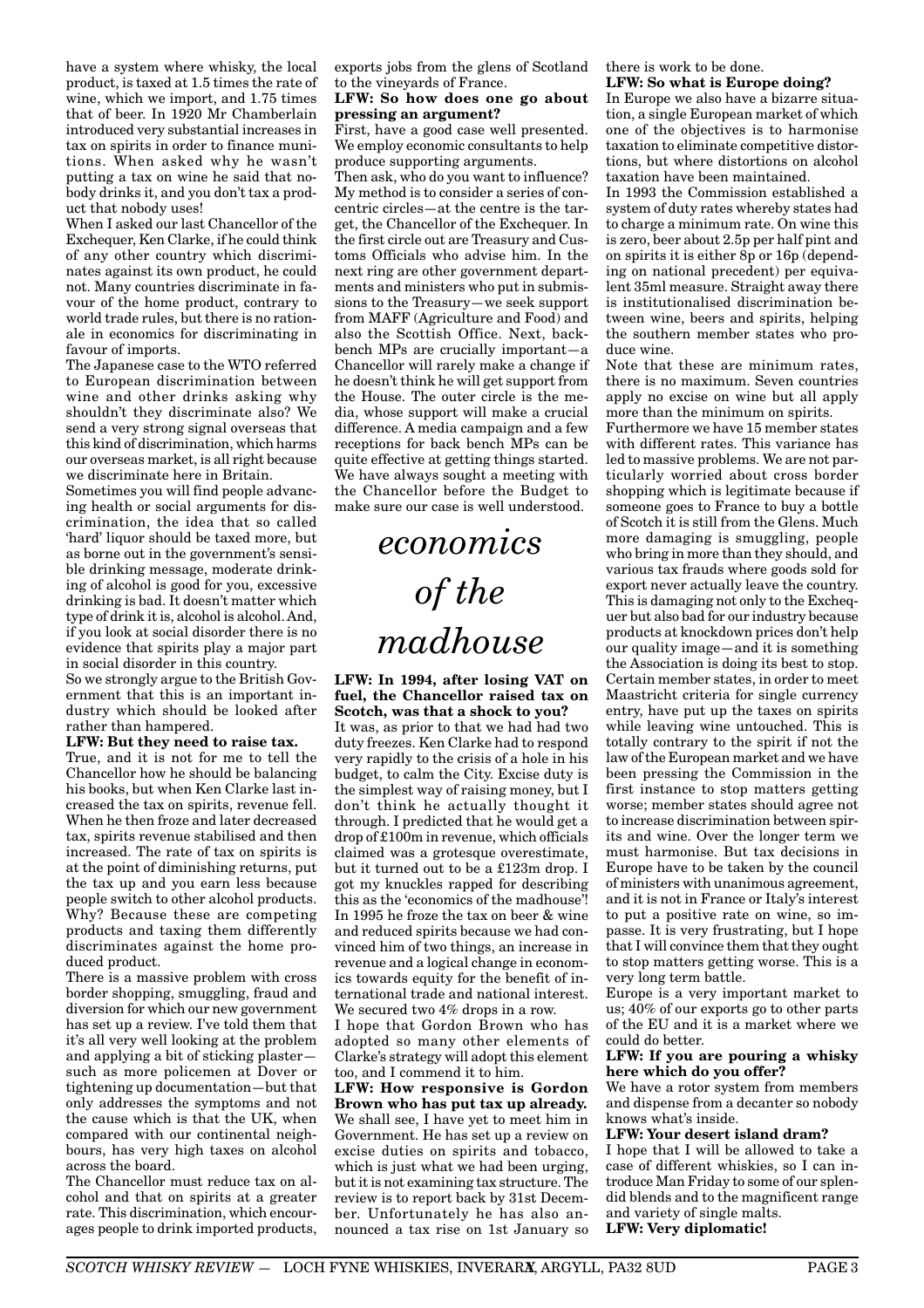have a system where whisky, the local product, is taxed at 1.5 times the rate of wine, which we import, and 1.75 times that of beer. In 1920 Mr Chamberlain introduced very substantial increases in tax on spirits in order to finance munitions. When asked why he wasn't putting a tax on wine he said that nobody drinks it, and you don't tax a product that nobody uses!

When I asked our last Chancellor of the Exchequer, Ken Clarke, if he could think of any other country which discriminates against its own product, he could not. Many countries discriminate in favour of the home product, contrary to world trade rules, but there is no rationale in economics for discriminating in favour of imports.

The Japanese case to the WTO referred to European discrimination between wine and other drinks asking why shouldn't they discriminate also? We send a very strong signal overseas that this kind of discrimination, which harms our overseas market, is all right because we discriminate here in Britain.

Sometimes you will find people advancing health or social arguments for discrimination, the idea that so called 'hard' liquor should be taxed more, but as borne out in the government's sensible drinking message, moderate drinking of alcohol is good for you, excessive drinking is bad. It doesn't matter which type of drink it is, alcohol is alcohol. And, if you look at social disorder there is no evidence that spirits play a major part in social disorder in this country.

So we strongly argue to the British Government that this is an important industry which should be looked after rather than hampered.

**LFW: But they need to raise tax.**

True, and it is not for me to tell the Chancellor how he should be balancing his books, but when Ken Clarke last increased the tax on spirits, revenue fell. When he then froze and later decreased tax, spirits revenue stabilised and then increased. The rate of tax on spirits is at the point of diminishing returns, put the tax up and you earn less because people switch to other alcohol products. Why? Because these are competing products and taxing them differently discriminates against the home produced product.

There is a massive problem with cross border shopping, smuggling, fraud and diversion for which our new government has set up a review. I've told them that it's all very well looking at the problem and applying a bit of sticking plaster—such as more policemen at Dover or tightening up documentation—but that only addresses the symptoms and not the cause which is that the UK, when compared with our continental neighbours, has very high taxes on alcohol across the board.

The Chancellor must reduce tax on alcohol and that on spirits at a greater rate. This discrimination, which encourages people to drink imported products, exports jobs from the glens of Scotland to the vineyards of France.

**LFW: So how does one go about pressing an argument?**

First, have a good case well presented. We employ economic consultants to help produce supporting arguments.

Then ask, who do you want to influence? My method is to consider a series of concentric circles—at the centre is the target, the Chancellor of the Exchequer. In the first circle out are Treasury and Customs Officials who advise him. In the next ring are other government departments and ministers who put in submissions to the Treasury—we seek support from MAFF (Agriculture and Food) and also the Scottish Office. Next, backbench MPs are crucially important—a Chancellor will rarely make a change if he doesn't think he will get support from the House. The outer circle is the media, whose support will make a crucial difference. A media campaign and a few receptions for back bench MPs can be quite effective at getting things started. We have always sought a meeting with the Chancellor before the Budget to make sure our case is well understood.

## *economics of the madhouse*

**LFW: In 1994, after losing VAT on fuel, the Chancellor raised tax on Scotch, was that a shock to you?**

It was, as prior to that we had had two duty freezes. Ken Clarke had to respond very rapidly to the crisis of a hole in his budget, to calm the City. Excise duty is the simplest way of raising money, but I don't think he actually thought it through. I predicted that he would get a drop of £100m in revenue, which officials claimed was a grotesque overestimate, but it turned out to be a £123m drop. I got my knuckles rapped for describing this as the 'economics of the madhouse'! In 1995 he froze the tax on beer & wine and reduced spirits because we had convinced him of two things, an increase in revenue and a logical change in economics towards equity for the benefit of international trade and national interest. We secured two 4% drops in a row.

I hope that Gordon Brown who has adopted so many other elements of Clarke's strategy will adopt this element too, and I commend it to him.

**LFW: How responsive is Gordon Brown who has put tax up already.**

We shall see, I have yet to meet him in Government. He has set up a review on excise duties on spirits and tobacco, which is just what we had been urging, but it is not examining tax structure. The review is to report back by 31st December. Unfortunately he has also announced a tax rise on 1st January so there is work to be done.

**LFW: So what is Europe doing?**

In Europe we also have a bizarre situation, a single European market of which one of the objectives is to harmonise taxation to eliminate competitive distortions, but where distortions on alcohol taxation have been maintained.

In 1993 the Commission established a system of duty rates whereby states had to charge a minimum rate. On wine this is zero, beer about 2.5p per half pint and on spirits it is either 8p or 16p (depending on national precedent) per equivalent 35ml measure. Straight away there is institutionalised discrimination between wine, beers and spirits, helping the southern member states who produce wine.

Note that these are minimum rates, there is no maximum. Seven countries apply no excise on wine but all apply more than the minimum on spirits.

Furthermore we have 15 member states with different rates. This variance has led to massive problems. We are not particularly worried about cross border shopping which is legitimate because if someone goes to France to buy a bottle of Scotch it is still from the Glens. Much more damaging is smuggling, people who bring in more than they should, and various tax frauds where goods sold for export never actually leave the country. This is damaging not only to the Exchequer but also bad for our industry because products at knockdown prices don't help our quality image—and it is something the Association is doing its best to stop. Certain member states, in order to meet Maastricht criteria for single currency entry, have put up the taxes on spirits while leaving wine untouched. This is totally contrary to the spirit if not the law of the European market and we have been pressing the Commission in the first instance to stop matters getting worse; member states should agree not to increase discrimination between spirits and wine. Over the longer term we must harmonise. But tax decisions in Europe have to be taken by the council of ministers with unanimous agreement, and it is not in France or Italy's interest to put a positive rate on wine, so impasse. It is very frustrating, but I hope that I will convince them that they ought to stop matters getting worse. This is a very long term battle.

Europe is a very important market to us; 40% of our exports go to other parts of the EU and it is a market where we could do better.

**LFW: If you are pouring a whisky here which do you offer?**

We have a rotor system from members and dispense from a decanter so nobody knows what's inside.

**LFW: Your desert island dram?**

I hope that I will be allowed to take a case of different whiskies, so I can introduce Man Friday to some of our splendid blends and to the magnificent range and variety of single malts.

**LFW: Very diplomatic!**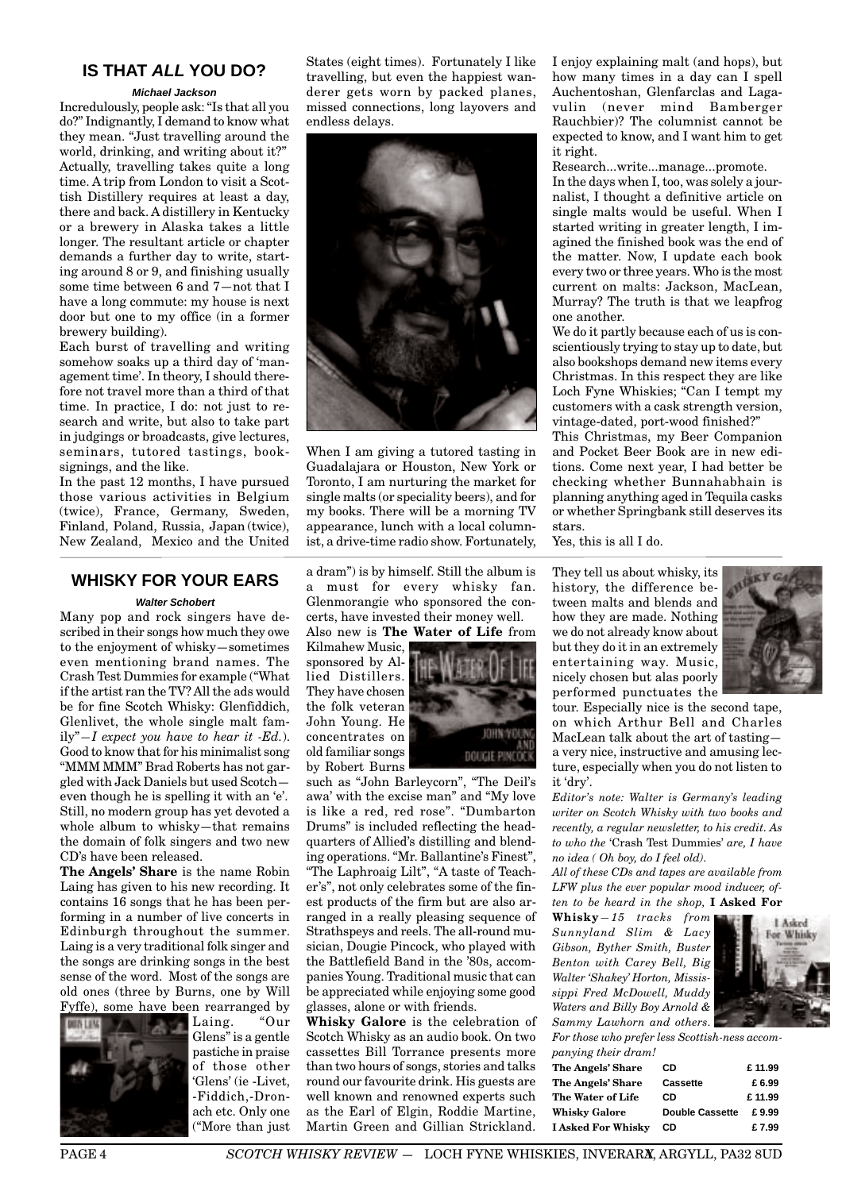## IS THAT *ALL* YOU DO?

***Michael Jackson***

Incredulously, people ask: "Is that all you do?" Indignantly, I demand to know what they mean. "Just travelling around the world, drinking, and writing about it?" Actually, travelling takes quite a long time. A trip from London to visit a Scottish Distillery requires at least a day, there and back. A distillery in Kentucky or a brewery in Alaska takes a little longer. The resultant article or chapter demands a further day to write, starting around 8 or 9, and finishing usually some time between 6 and 7—not that I have a long commute: my house is next door but one to my office (in a former brewery building).

Each burst of travelling and writing somehow soaks up a third day of 'management time'. In theory, I should therefore not travel more than a third of that time. In practice, I do: not just to research and write, but also to take part in judgings or broadcasts, give lectures, seminars, tutored tastings, book-signings, and the like.

In the past 12 months, I have pursued those various activities in Belgium (twice), France, Germany, Sweden, Finland, Poland, Russia, Japan (twice), New Zealand, Mexico and the United States (eight times). Fortunately I like travelling, but even the happiest wanderer gets worn by packed planes, missed connections, long layovers and endless delays.

When I am giving a tutored tasting in Guadalajara or Houston, New York or Toronto, I am nurturing the market for single malts (or speciality beers), and for my books. There will be a morning TV appearance, lunch with a local columnist, a drive-time radio show. Fortunately, I enjoy explaining malt (and hops), but how many times in a day can I spell Auchentoshan, Glenfarclas and Lagavulin (never mind Bamberger Rauchbier)? The columnist cannot be expected to know, and I want him to get it right.

Research...write...manage...promote.

In the days when I, too, was solely a journalist, I thought a definitive article on single malts would be useful. When I started writing in greater length, I imagined the finished book was the end of the matter. Now, I update each book every two or three years. Who is the most current on malts: Jackson, MacLean, Murray? The truth is that we leapfrog one another.

We do it partly because each of us is conscientiously trying to stay up to date, but also bookshops demand new items every Christmas. In this respect they are like Loch Fyne Whiskies; "Can I tempt my customers with a cask strength version, vintage-dated, port-wood finished?"

This Christmas, my Beer Companion and Pocket Beer Book are in new editions. Come next year, I had better be checking whether Bunnahabhain is planning anything aged in Tequila casks or whether Springbank still deserves its stars.

Yes, this is all I do.

## WHISKY FOR YOUR EARS

***Walter Schobert***

Many pop and rock singers have described in their songs how much they owe to the enjoyment of whisky—sometimes even mentioning brand names. The Crash Test Dummies for example ("What if the artist ran the TV? All the ads would be for fine Scotch Whisky: Glenfiddich, Glenlivet, the whole single malt family"—*I expect you have to hear it -Ed.*). Good to know that for his minimalist song "MMM MMM" Brad Roberts has not gargled with Jack Daniels but used Scotch—even though he is spelling it with an 'e'. Still, no modern group has yet devoted a whole album to whisky—that remains the domain of folk singers and two new CD's have been released.

**The Angels' Share** is the name Robin Laing has given to his new recording. It contains 16 songs that he has been performing in a number of live concerts in Edinburgh throughout the summer. Laing is a very traditional folk singer and the songs are drinking songs in the best sense of the word. Most of the songs are old ones (three by Burns, one by Will Fyffe), some have been rearranged by Laing. "Our Glens" is a gentle pastiche in praise of those other 'Glens' (ie -Livet, -Fiddich,-Dronach etc. Only one ("More than just a dram") is by himself. Still the album is a must for every whisky fan. Glenmorangie who sponsored the concerts, have invested their money well.

Also new is **The Water of Life** from Kilmahew Music, sponsored by Allied Distillers. They have chosen the folk veteran John Young. He concentrates on old familiar songs by Robert Burns such as "John Barleycorn", "The Deil's awa' with the excise man" and "My love is like a red, red rose". "Dumbarton Drums" is included reflecting the headquarters of Allied's distilling and blending operations. "Mr. Ballantine's Finest", "The Laphroaig Lilt", "A taste of Teacher's", not only celebrates some of the finest products of the firm but are also arranged in a really pleasing sequence of Strathspeys and reels. The all-round musician, Dougie Pincock, who played with the Battlefield Band in the '80s, accompanies Young. Traditional music that can be appreciated while enjoying some good glasses, alone or with friends.

**Whisky Galore** is the celebration of Scotch Whisky as an audio book. On two cassettes Bill Torrance presents more than two hours of songs, stories and talks round our favourite drink. His guests are well known and renowned experts such as the Earl of Elgin, Roddie Martine, Martin Green and Gillian Strickland. They tell us about whisky, its history, the difference between malts and blends and how they are made. Nothing we do not already know about but they do it in an extremely entertaining way. Music, nicely chosen but alas poorly performed punctuates the tour. Especially nice is the second tape, on which Arthur Bell and Charles MacLean talk about the art of tasting—a very nice, instructive and amusing lecture, especially when you do not listen to it 'dry'.

*Editor's note: Walter is Germany's leading writer on Scotch Whisky with two books and recently, a regular newsletter, to his credit. As to who the* 'Crash Test Dummies' *are, I have no idea ( Oh boy, do I feel old).*

*All of these CDs and tapes are available from LFW plus the ever popular mood inducer, often to be heard in the shop,* **I Asked For Whisky**—*15 tracks from Sunnyland Slim & Lacy Gibson, Byther Smith, Buster Benton with Carey Bell, Big Walter 'Shakey' Horton, Mississippi Fred McDowell, Muddy Waters and Billy Boy Arnold & Sammy Lawhorn and others.*

*For those who prefer less Scottish-ness accompanying their dram!*

| | | |
|---|---|---|
| **The Angels' Share** | **CD** | **£ 11.99** |
| **The Angels' Share** | **Cassette** | **£ 6.99** |
| **The Water of Life** | **CD** | **£ 11.99** |
| **Whisky Galore** | **Double Cassette** | **£ 9.99** |
| **I Asked For Whisky** | **CD** | **£ 7.99** |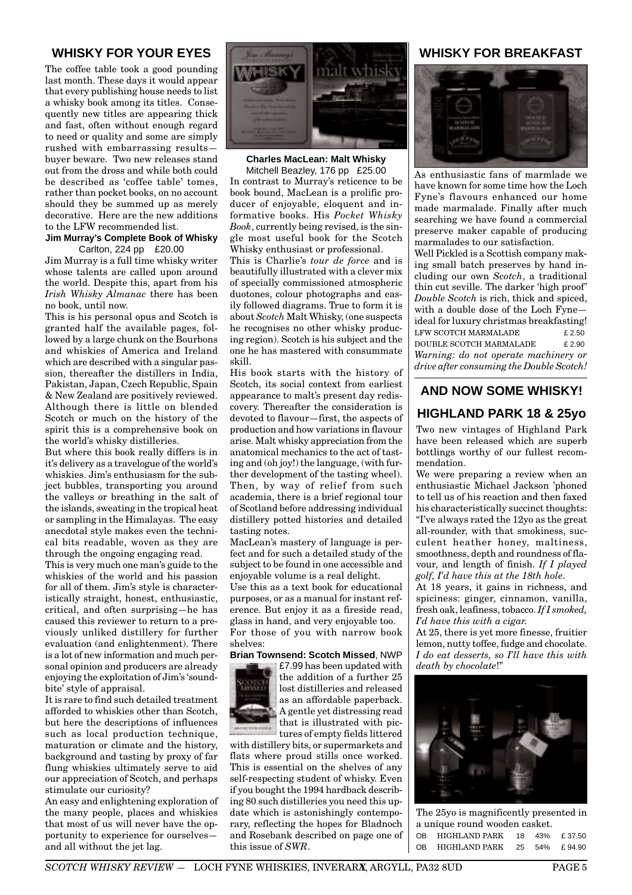## WHISKY FOR YOUR EYES

The coffee table took a good pounding last month. These days it would appear that every publishing house needs to list a whisky book among its titles. Consequently new titles are appearing thick and fast, often without enough regard to need or quality and some are simply rushed with embarrassing results—buyer beware. Two new releases stand out from the dross and while both could be described as 'coffee table' tomes, rather than pocket books, on no account should they be summed up as merely decorative. Here are the new additions to the LFW recommended list.

**Jim Murray's Complete Book of Whisky**
Carlton, 224 pp £20.00

Jim Murray is a full time whisky writer whose talents are called upon around the world. Despite this, apart from his *Irish Whisky Almanac* there has been no book, until now.

This is his personal opus and Scotch is granted half the available pages, followed by a large chunk on the Bourbons and whiskies of America and Ireland which are described with a singular passion, thereafter the distillers in India, Pakistan, Japan, Czech Republic, Spain & New Zealand are positively reviewed. Although there is little on blended Scotch or much on the history of the spirit this is a comprehensive book on the world's whisky distilleries.

But where this book really differs is in it's delivery as a travelogue of the world's whiskies. Jim's enthusiasm for the subject bubbles, transporting you around the valleys or breathing in the salt of the islands, sweating in the tropical heat or sampling in the Himalayas. The easy anecdotal style makes even the technical bits readable, woven as they are through the ongoing engaging read.

This is very much one man's guide to the whiskies of the world and his passion for all of them. Jim's style is characteristically straight, honest, enthusiastic, critical, and often surprising—he has caused this reviewer to return to a previously unliked distillery for further evaluation (and enlightenment). There is a lot of new information and much personal opinion and producers are already enjoying the exploitation of Jim's 'soundbite' style of appraisal.

It is rare to find such detailed treatment afforded to whiskies other than Scotch, but here the descriptions of influences such as local production technique, maturation or climate and the history, background and tasting by proxy of far flung whiskies ultimately serve to aid our appreciation of Scotch, and perhaps stimulate our curiosity?

An easy and enlightening exploration of the many people, places and whiskies that most of us will never have the opportunity to experience for ourselves—and all without the jet lag.

**Charles MacLean: Malt Whisky**
Mitchell Beazley, 176 pp £25.00

In contrast to Murray's reticence to be book bound, MacLean is a prolific producer of enjoyable, eloquent and informative books. His *Pocket Whisky Book*, currently being revised, is the single most useful book for the Scotch Whisky enthusiast or professional.

This is Charlie's *tour de force* and is beautifully illustrated with a clever mix of specially commissioned atmospheric duotones, colour photographs and easily followed diagrams. True to form it is about *Scotch* Malt Whisky, (one suspects he recognises no other whisky producing region). Scotch is his subject and the one he has mastered with consummate skill.

His book starts with the history of Scotch, its social context from earliest appearance to malt's present day rediscovery. Thereafter the consideration is devoted to flavour—first, the aspects of production and how variations in flavour arise. Malt whisky appreciation from the anatomical mechanics to the act of tasting and (oh joy!) the language, (with further development of the tasting wheel). Then, by way of relief from such academia, there is a brief regional tour of Scotland before addressing individual distillery potted histories and detailed tasting notes.

MacLean's mastery of language is perfect and for such a detailed study of the subject to be found in one accessible and enjoyable volume is a real delight.

Use this as a text book for educational purposes, or as a manual for instant reference. But enjoy it as a fireside read, glass in hand, and very enjoyable too.

For those of you with narrow book shelves:

**Brian Townsend: Scotch Missed**, NWP £7.99 has been updated with the addition of a further 25 lost distilleries and released as an affordable paperback. A gentle yet distressing read that is illustrated with pictures of empty fields littered with distillery bits, or supermarkets and flats where proud stills once worked. This is essential on the shelves of any self-respecting student of whisky. Even if you bought the 1994 hardback describing 80 such distilleries you need this update which is astonishingly contemporary, reflecting the hopes for Bladnoch and Rosebank described on page one of this issue of *SWR*.

## WHISKY FOR BREAKFAST

As enthusiastic fans of marmlade we have known for some time how the Loch Fyne's flavours enhanced our home made marmalade. Finally after much searching we have found a commercial preserve maker capable of producing marmalades to our satisfaction.

Well Pickled is a Scottish company making small batch preserves by hand including our own *Scotch*, a traditional thin cut seville. The darker 'high proof' *Double Scotch* is rich, thick and spiced, with a double dose of the Loch Fyne—ideal for luxury christmas breakfasting!

| | |
|---|---|
| LFW SCOTCH MARMALADE | £ 2.50 |
| DOUBLE SCOTCH MARMALADE | £ 2.90 |

*Warning: do not operate machinery or drive after consuming the Double Scotch!*

## AND NOW SOME WHISKY!

## HIGHLAND PARK 18 & 25yo

Two new vintages of Highland Park have been released which are superb bottlings worthy of our fullest recommendation.

We were preparing a review when an enthusiastic Michael Jackson 'phoned to tell us of his reaction and then faxed his characteristically succinct thoughts: "I've always rated the 12yo as the great all-rounder, with that smokiness, succulent heather honey, maltiness, smoothness, depth and roundness of flavour, and length of finish. *If I played golf, I'd have this at the 18th hole*.

At 18 years, it gains in richness, and spiciness: ginger, cinnamon, vanilla, fresh oak, leafiness, tobacco. *If I smoked, I'd have this with a cigar.*

At 25, there is yet more finesse, fruitier lemon, nutty toffee, fudge and chocolate. *I do eat desserts, so I'll have this with death by chocolate*!"

The 25yo is magnificently presented in a unique round wooden casket.

| | | | | |
|---|---|---|---|---|
| OB | HIGHLAND PARK | 18 | 43% | £ 37.50 |
| OB | HIGHLAND PARK | 25 | 54% | £ 94.90 |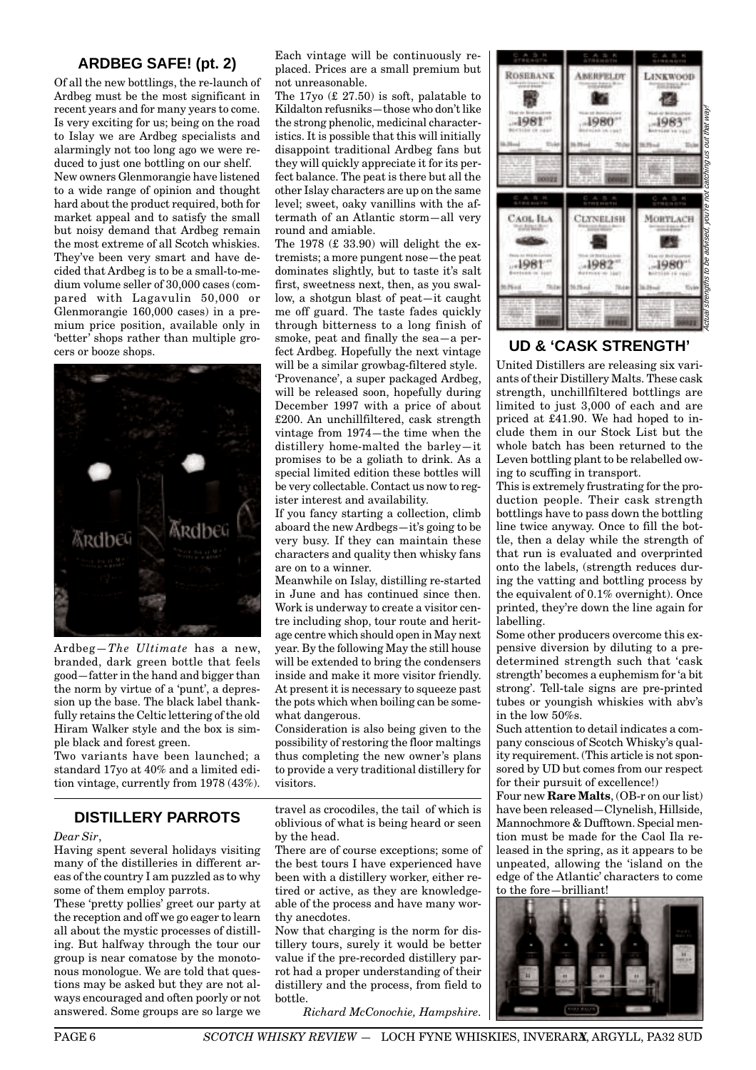## ARDBEG SAFE! (pt. 2)

Of all the new bottlings, the re-launch of Ardbeg must be the most significant in recent years and for many years to come. Is very exciting for us; being on the road to Islay we are Ardbeg specialists and alarmingly not too long ago we were reduced to just one bottling on our shelf.

New owners Glenmorangie have listened to a wide range of opinion and thought hard about the product required, both for market appeal and to satisfy the small but noisy demand that Ardbeg remain the most extreme of all Scotch whiskies. They've been very smart and have decided that Ardbeg is to be a small-to-medium volume seller of 30,000 cases (compared with Lagavulin 50,000 or Glenmorangie 160,000 cases) in a premium price position, available only in 'better' shops rather than multiple grocers or booze shops.

Ardbeg—*The Ultimate* has a new, branded, dark green bottle that feels good—fatter in the hand and bigger than the norm by virtue of a 'punt', a depression up the base. The black label thankfully retains the Celtic lettering of the old Hiram Walker style and the box is simple black and forest green.

Two variants have been launched; a standard 17yo at 40% and a limited edition vintage, currently from 1978 (43%). Each vintage will be continuously replaced. Prices are a small premium but not unreasonable.

The 17yo (£ 27.50) is soft, palatable to Kildalton refusniks—those who don't like the strong phenolic, medicinal characteristics. It is possible that this will initially disappoint traditional Ardbeg fans but they will quickly appreciate it for its perfect balance. The peat is there but all the other Islay characters are up on the same level; sweet, oaky vanillins with the aftermath of an Atlantic storm—all very round and amiable.

The 1978 (£ 33.90) will delight the extremists; a more pungent nose—the peat dominates slightly, but to taste it's salt first, sweetness next, then, as you swallow, a shotgun blast of peat—it caught me off guard. The taste fades quickly through bitterness to a long finish of smoke, peat and finally the sea—a perfect Ardbeg. Hopefully the next vintage will be a similar growbag-filtered style.

'Provenance', a super packaged Ardbeg, will be released soon, hopefully during December 1997 with a price of about £200. An unchillfiltered, cask strength vintage from 1974—the time when the distillery home-malted the barley—it promises to be a goliath to drink. As a special limited edition these bottles will be very collectable. Contact us now to register interest and availability.

If you fancy starting a collection, climb aboard the new Ardbegs—it's going to be very busy. If they can maintain these characters and quality then whisky fans are on to a winner.

Meanwhile on Islay, distilling re-started in June and has continued since then. Work is underway to create a visitor centre including shop, tour route and heritage centre which should open in May next year. By the following May the still house will be extended to bring the condensers inside and make it more visitor friendly. At present it is necessary to squeeze past the pots which when boiling can be somewhat dangerous.

Consideration is also being given to the possibility of restoring the floor maltings thus completing the new owner's plans to provide a very traditional distillery for visitors.

## DISTILLERY PARROTS

*Dear Sir*,

Having spent several holidays visiting many of the distilleries in different areas of the country I am puzzled as to why some of them employ parrots.

These 'pretty pollies' greet our party at the reception and off we go eager to learn all about the mystic processes of distilling. But halfway through the tour our group is near comatose by the monotonous monologue. We are told that questions may be asked but they are not always encouraged and often poorly or not answered. Some groups are so large we travel as crocodiles, the tail of which is oblivious of what is being heard or seen by the head.

There are of course exceptions; some of the best tours I have experienced have been with a distillery worker, either retired or active, as they are knowledgeable of the process and have many worthy anecdotes.

Now that charging is the norm for distillery tours, surely it would be better value if the pre-recorded distillery parrot had a proper understanding of their distillery and the process, from field to bottle.

*Richard McConochie, Hampshire.*

*Actual strengths to be advised, you're not catching us out that way!*

## UD & 'CASK STRENGTH'

United Distillers are releasing six variants of their Distillery Malts. These cask strength, unchillfiltered bottlings are limited to just 3,000 of each and are priced at £41.90. We had hoped to include them in our Stock List but the whole batch has been returned to the Leven bottling plant to be relabelled owing to scuffing in transport.

This is extremely frustrating for the production people. Their cask strength bottlings have to pass down the bottling line twice anyway. Once to fill the bottle, then a delay while the strength of that run is evaluated and overprinted onto the labels, (strength reduces during the vatting and bottling process by the equivalent of 0.1% overnight). Once printed, they're down the line again for labelling.

Some other producers overcome this expensive diversion by diluting to a predetermined strength such that 'cask strength' becomes a euphemism for 'a bit strong'. Tell-tale signs are pre-printed tubes or youngish whiskies with abv's in the low 50%s.

Such attention to detail indicates a company conscious of Scotch Whisky's quality requirement. (This article is not sponsored by UD but comes from our respect for their pursuit of excellence!)

Four new **Rare Malts**, (OB-r on our list) have been released—Clynelish, Hillside, Mannochmore & Dufftown. Special mention must be made for the Caol Ila released in the spring, as it appears to be unpeated, allowing the 'island on the edge of the Atlantic' characters to come to the fore—brilliant!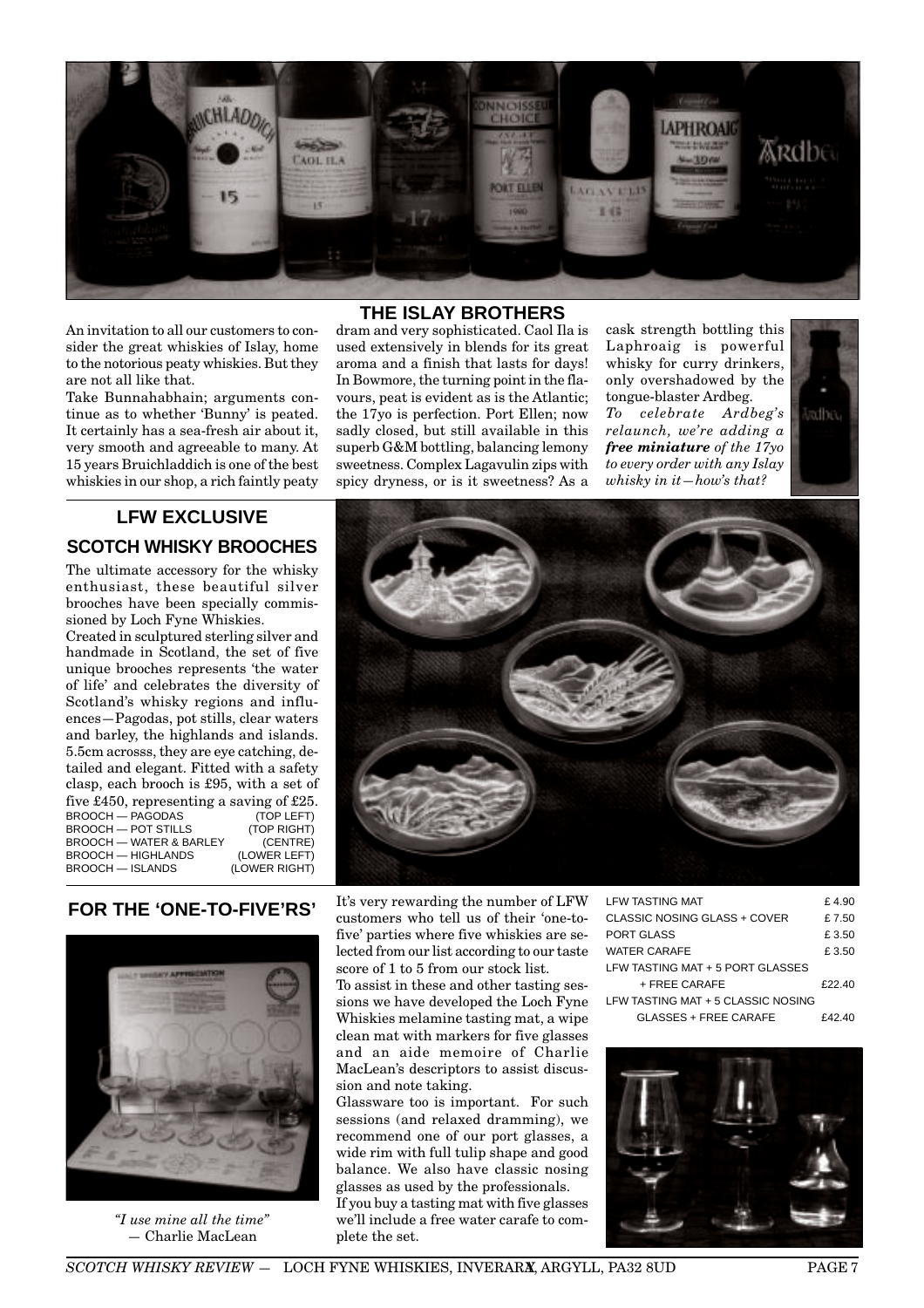## THE ISLAY BROTHERS

An invitation to all our customers to consider the great whiskies of Islay, home to the notorious peaty whiskies. But they are not all like that.

Take Bunnahabhain; arguments continue as to whether 'Bunny' is peated. It certainly has a sea-fresh air about it, very smooth and agreeable to many. At 15 years Bruichladdich is one of the best whiskies in our shop, a rich faintly peaty dram and very sophisticated. Caol Ila is used extensively in blends for its great aroma and a finish that lasts for days! In Bowmore, the turning point in the flavours, peat is evident as is the Atlantic; the 17yo is perfection. Port Ellen; now sadly closed, but still available in this superb G&M bottling, balancing lemony sweetness. Complex Lagavulin zips with spicy dryness, or is it sweetness? As a cask strength bottling this Laphroaig is powerful whisky for curry drinkers, only overshadowed by the tongue-blaster Ardbeg.

*To celebrate Ardbeg's relaunch, we're adding a **free miniature** of the 17yo to every order with any Islay whisky in it—how's that?*

## LFW EXCLUSIVE

### SCOTCH WHISKY BROOCHES

The ultimate accessory for the whisky enthusiast, these beautiful silver brooches have been specially commissioned by Loch Fyne Whiskies.

Created in sculptured sterling silver and handmade in Scotland, the set of five unique brooches represents 'the water of life' and celebrates the diversity of Scotland's whisky regions and influences—Pagodas, pot stills, clear waters and barley, the highlands and islands. 5.5cm acrosss, they are eye catching, detailed and elegant. Fitted with a safety clasp, each brooch is £95, with a set of five £450, representing a saving of £25.

| | |
|---|---|
| BROOCH — PAGODAS | (TOP LEFT) |
| BROOCH — POT STILLS | (TOP RIGHT) |
| BROOCH — WATER & BARLEY | (CENTRE) |
| BROOCH — HIGHLANDS | (LOWER LEFT) |
| BROOCH — ISLANDS | (LOWER RIGHT) |

## FOR THE 'ONE-TO-FIVE'RS'

*"I use mine all the time"*
— Charlie MacLean

It's very rewarding the number of LFW customers who tell us of their 'one-to-five' parties where five whiskies are selected from our list according to our taste score of 1 to 5 from our stock list.

To assist in these and other tasting sessions we have developed the Loch Fyne Whiskies melamine tasting mat, a wipe clean mat with markers for five glasses and an aide memoire of Charlie MacLean's descriptors to assist discussion and note taking.

Glassware too is important. For such sessions (and relaxed dramming), we recommend one of our port glasses, a wide rim with full tulip shape and good balance. We also have classic nosing glasses as used by the professionals.

If you buy a tasting mat with five glasses we'll include a free water carafe to complete the set.

| | |
|---|---|
| LFW TASTING MAT | £ 4.90 |
| CLASSIC NOSING GLASS + COVER | £ 7.50 |
| PORT GLASS | £ 3.50 |
| WATER CARAFE | £ 3.50 |
| LFW TASTING MAT + 5 PORT GLASSES + FREE CARAFE | £22.40 |
| LFW TASTING MAT + 5 CLASSIC NOSING GLASSES + FREE CARAFE | £42.40 |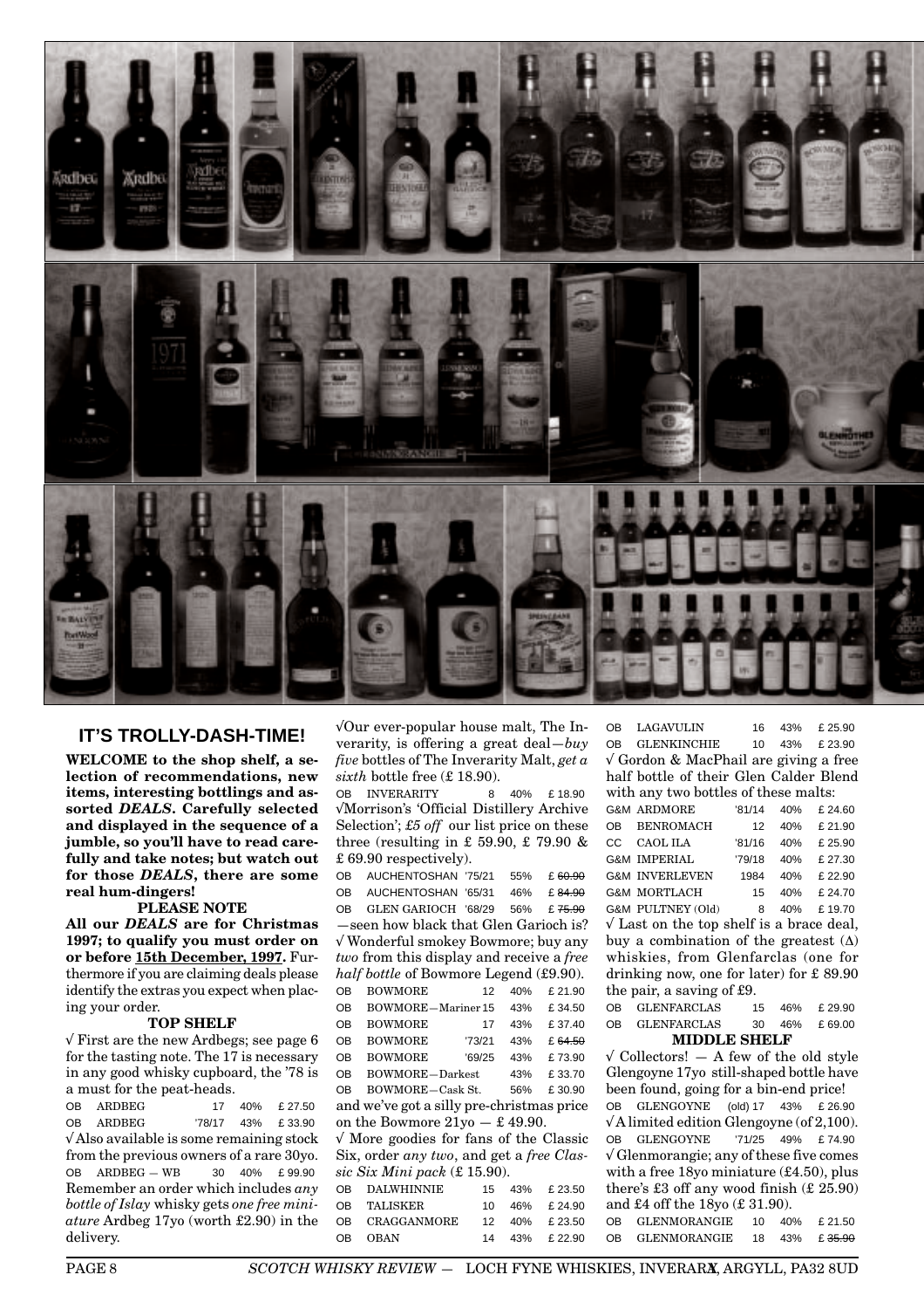## IT'S TROLLY-DASH-TIME!

**WELCOME to the shop shelf, a selection of recommendations, new items, interesting bottlings and assorted *DEALS*. Carefully selected and displayed in the sequence of a jumble, so you'll have to read carefully and take notes; but watch out for those *DEALS*, there are some real hum-dingers!**

**PLEASE NOTE**

**All our *DEALS* are for Christmas 1997; to qualify you must order on or before 15th December, 1997.** Furthermore if you are claiming deals please identify the extras you expect when placing your order.

**TOP SHELF**

√ First are the new Ardbegs; see page 6 for the tasting note. The 17 is necessary in any good whisky cupboard, the '78 is a must for the peat-heads.

| | | | | |
|---|---|---|---|---|
| OB | ARDBEG | 17 | 40% | £ 27.50 |
| OB | ARDBEG | '78/17 | 43% | £ 33.90 |

√ Also available is some remaining stock from the previous owners of a rare 30yo.

| | | | | |
|---|---|---|---|---|
| OB | ARDBEG — WB | 30 | 40% | £ 99.90 |

Remember an order which includes *any bottle of Islay* whisky gets *one free miniature* Ardbeg 17yo (worth £2.90) in the delivery.

√Our ever-popular house malt, The Inverarity, is offering a great deal—*buy five* bottles of The Inverarity Malt, *get a sixth* bottle free (£ 18.90).

| | | | | |
|---|---|---|---|---|
| OB | INVERARITY | 8 | 40% | £ 18.90 |

√Morrison's 'Official Distillery Archive Selection'; *£5 off* our list price on these three (resulting in £ 59.90, £ 79.90 & £ 69.90 respectively).

| | | | | |
|---|---|---|---|---|
| OB | AUCHENTOSHAN | '75/21 | 55% | £ ~~60.90~~ |
| OB | AUCHENTOSHAN | '65/31 | 46% | £ ~~84.90~~ |
| OB | GLEN GARIOCH | '68/29 | 56% | £ ~~75.90~~ |

—seen how black that Glen Garioch is?

√ Wonderful smokey Bowmore; buy any *two* from this display and receive a *free half bottle* of Bowmore Legend (£9.90).

| | | | | |
|---|---|---|---|---|
| OB | BOWMORE | 12 | 40% | £ 21.90 |
| OB | BOWMORE—Mariner | 15 | 43% | £ 34.50 |
| OB | BOWMORE | 17 | 43% | £ 37.40 |
| OB | BOWMORE | '73/21 | 43% | £ ~~64.50~~ |
| OB | BOWMORE | '69/25 | 43% | £ 73.90 |
| OB | BOWMORE—Darkest | | 43% | £ 33.70 |
| OB | BOWMORE—Cask St. | | 56% | £ 30.90 |

and we've got a silly pre-christmas price on the Bowmore 21yo — £ 49.90.

√ More goodies for fans of the Classic Six, order *any two*, and get a *free Classic Six Mini pack* (£ 15.90).

| | | | | |
|---|---|---|---|---|
| OB | DALWHINNIE | 15 | 43% | £ 23.50 |
| OB | TALISKER | 10 | 46% | £ 24.90 |
| OB | CRAGGANMORE | 12 | 40% | £ 23.50 |
| OB | OBAN | 14 | 43% | £ 22.90 |
| OB | LAGAVULIN | 16 | 43% | £ 25.90 |
| OB | GLENKINCHIE | 10 | 43% | £ 23.90 |

√ Gordon & MacPhail are giving a free half bottle of their Glen Calder Blend with any two bottles of these malts:

| | | | | |
|---|---|---|---|---|
| G&M | ARDMORE | '81/14 | 40% | £ 24.60 |
| OB | BENROMACH | 12 | 40% | £ 21.90 |
| CC | CAOL ILA | '81/16 | 40% | £ 25.90 |
| G&M | IMPERIAL | '79/18 | 40% | £ 27.30 |
| G&M | INVERLEVEN | 1984 | 40% | £ 22.90 |
| G&M | MORTLACH | 15 | 40% | £ 24.70 |
| G&M | PULTNEY (Old) | 8 | 40% | £ 19.70 |

√ Last on the top shelf is a brace deal, buy a combination of the greatest (Δ) whiskies, from Glenfarclas (one for drinking now, one for later) for £ 89.90 the pair, a saving of £9.

| | | | | |
|---|---|---|---|---|
| OB | GLENFARCLAS | 15 | 46% | £ 29.90 |
| OB | GLENFARCLAS | 30 | 46% | £ 69.00 |

**MIDDLE SHELF**

√ Collectors! — A few of the old style Glengoyne 17yo still-shaped bottle have been found, going for a bin-end price!

| | | | | |
|---|---|---|---|---|
| OB | GLENGOYNE | (old) 17 | 43% | £ 26.90 |

√A limited edition Glengoyne (of 2,100).

| | | | | |
|---|---|---|---|---|
| OB | GLENGOYNE | '71/25 | 49% | £ 74.90 |

√Glenmorangie; any of these five comes with a free 18yo miniature (£4.50), plus there's £3 off any wood finish (£ 25.90) and £4 off the 18yo (£ 31.90).

| | | | | |
|---|---|---|---|---|
| OB | GLENMORANGIE | 10 | 40% | £ 21.50 |
| OB | GLENMORANGIE | 18 | 43% | £ ~~35.90~~ |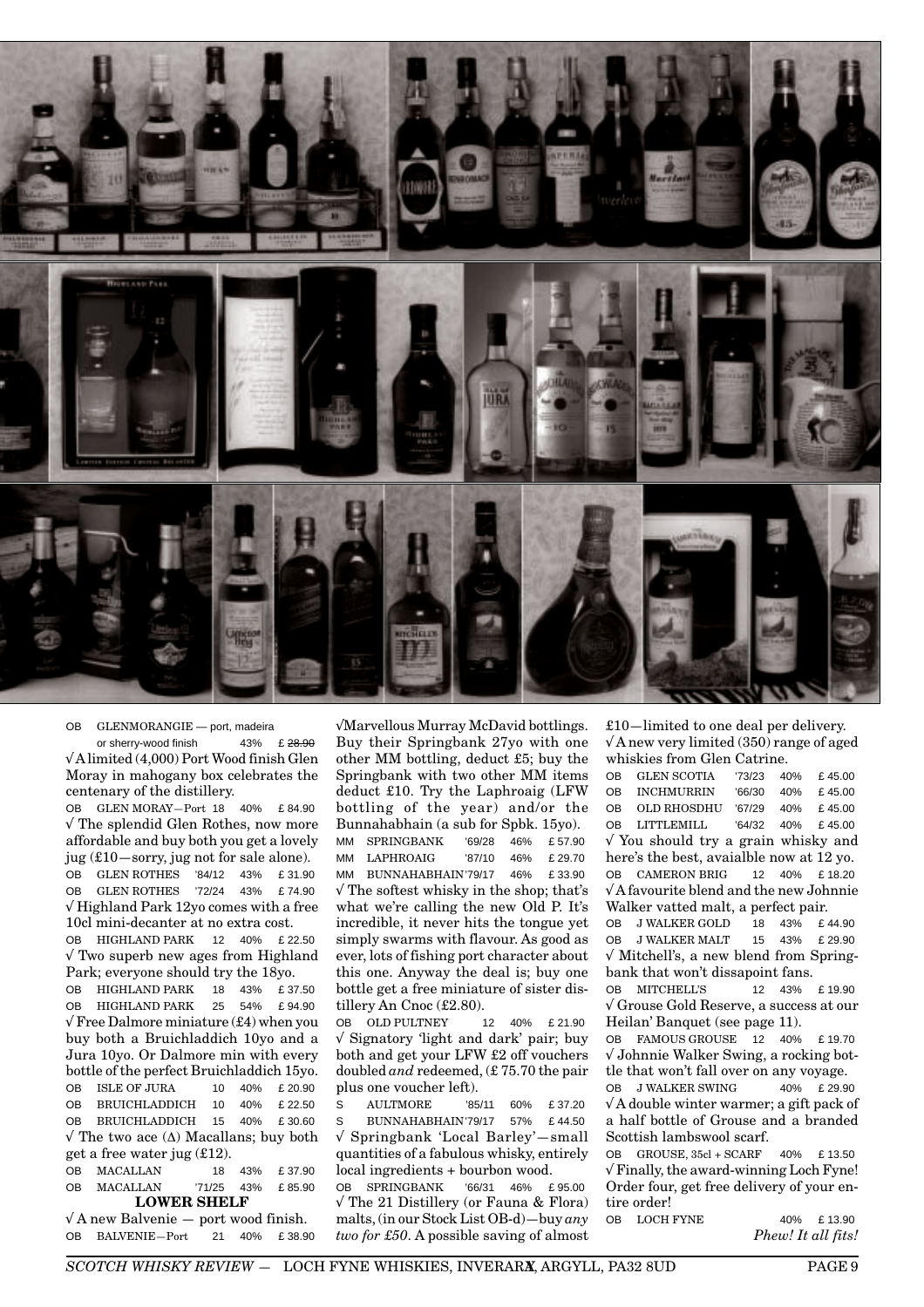OB GLENMORANGIE — port, madeira or sherry-wood finish 43% £ ~~28.90~~

√ A limited (4,000) Port Wood finish Glen Moray in mahogany box celebrates the centenary of the distillery.

OB GLEN MORAY—Port 18 40% £ 84.90

√ The splendid Glen Rothes, now more affordable and buy both you get a lovely jug (£10—sorry, jug not for sale alone).

| | | | | |
|---|---|---|---|---|
| OB | GLEN ROTHES | '84/12 | 43% | £ 31.90 |
| OB | GLEN ROTHES | '72/24 | 43% | £ 74.90 |

√ Highland Park 12yo comes with a free 10cl mini-decanter at no extra cost.

OB HIGHLAND PARK 12 40% £ 22.50

√ Two superb new ages from Highland Park; everyone should try the 18yo.

| | | | | |
|---|---|---|---|---|
| OB | HIGHLAND PARK | 18 | 43% | £ 37.50 |
| OB | HIGHLAND PARK | 25 | 54% | £ 94.90 |

√ Free Dalmore miniature (£4) when you buy both a Bruichladdich 10yo and a Jura 10yo. Or Dalmore min with every bottle of the perfect Bruichladdich 15yo.

| | | | | |
|---|---|---|---|---|
| OB | ISLE OF JURA | 10 | 40% | £ 20.90 |
| OB | BRUICHLADDICH | 10 | 40% | £ 22.50 |
| OB | BRUICHLADDICH | 15 | 40% | £ 30.60 |

√ The two ace (Δ) Macallans; buy both get a free water jug (£12).

| | | | | |
|---|---|---|---|---|
| OB | MACALLAN | 18 | 43% | £ 37.90 |
| OB | MACALLAN | '71/25 | 43% | £ 85.90 |

**LOWER SHELF**

√ A new Balvenie — port wood finish.

OB BALVENIE—Port 21 40% £ 38.90

√Marvellous Murray McDavid bottlings. Buy their Springbank 27yo with one other MM bottling, deduct £5; buy the Springbank with two other MM items deduct £10. Try the Laphroaig (LFW bottling of the year) and/or the Bunnahabhain (a sub for Spbk. 15yo).

| | | | | |
|---|---|---|---|---|
| MM | SPRINGBANK | '69/28 | 46% | £ 57.90 |
| MM | LAPHROAIG | '87/10 | 46% | £ 29.70 |
| MM | BUNNAHABHAIN | '79/17 | 46% | £ 33.90 |

√ The softest whisky in the shop; that's what we're calling the new Old P. It's incredible, it never hits the tongue yet simply swarms with flavour. As good as ever, lots of fishing port character about this one. Anyway the deal is; buy one bottle get a free miniature of sister distillery An Cnoc (£2.80).

OB OLD PULTNEY 12 40% £ 21.90

√ Signatory 'light and dark' pair; buy both and get your LFW £2 off vouchers doubled *and* redeemed, (£ 75.70 the pair plus one voucher left).

| | | | | |
|---|---|---|---|---|
| S | AULTMORE | '85/11 | 60% | £ 37.20 |
| S | BUNNAHABHAIN | '79/17 | 57% | £ 44.50 |

√ Springbank 'Local Barley'—small quantities of a fabulous whisky, entirely local ingredients + bourbon wood.

OB SPRINGBANK '66/31 46% £ 95.00

√ The 21 Distillery (or Fauna & Flora) malts, (in our Stock List OB-d)—buy *any two for £50*. A possible saving of almost £10—limited to one deal per delivery.

√ A new very limited (350) range of aged whiskies from Glen Catrine.

| | | | | |
|---|---|---|---|---|
| OB | GLEN SCOTIA | '73/23 | 40% | £ 45.00 |
| OB | INCHMURRIN | '66/30 | 40% | £ 45.00 |
| OB | OLD RHOSDHU | '67/29 | 40% | £ 45.00 |
| OB | LITTLEMILL | '64/32 | 40% | £ 45.00 |

√ You should try a grain whisky and here's the best, avaialble now at 12 yo.

OB CAMERON BRIG 12 40% £ 18.20

√ A favourite blend and the new Johnnie Walker vatted malt, a perfect pair.

| | | | | |
|---|---|---|---|---|
| OB | J WALKER GOLD | 18 | 43% | £ 44.90 |
| OB | J WALKER MALT | 15 | 43% | £ 29.90 |

√ Mitchell's, a new blend from Springbank that won't dissapoint fans.

OB MITCHELL'S 12 43% £ 19.90

√ Grouse Gold Reserve, a success at our Heilan' Banquet (see page 11).

OB FAMOUS GROUSE 12 40% £ 19.70

√ Johnnie Walker Swing, a rocking bottle that won't fall over on any voyage.

OB J WALKER SWING 40% £ 29.90

√ A double winter warmer; a gift pack of a half bottle of Grouse and a branded Scottish lambswool scarf.

OB GROUSE, 35cl + SCARF 40% £ 13.50

√ Finally, the award-winning Loch Fyne! Order four, get free delivery of your entire order!

OB LOCH FYNE 40% £ 13.90

*Phew! It all fits!*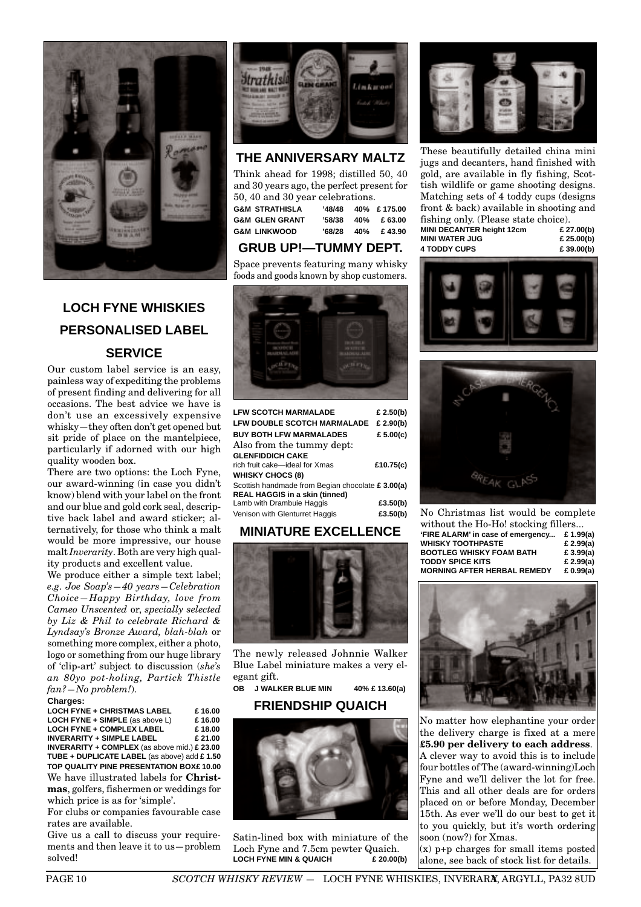## LOCH FYNE WHISKIES PERSONALISED LABEL SERVICE

Our custom label service is an easy, painless way of expediting the problems of present finding and delivering for all occasions. The best advice we have is don't use an excessively expensive whisky—they often don't get opened but sit pride of place on the mantelpiece, particularly if adorned with our high quality wooden box.

There are two options: the Loch Fyne, our award-winning (in case you didn't know) blend with your label on the front and our blue and gold cork seal, descriptive back label and award sticker; alternatively, for those who think a malt would be more impressive, our house malt *Inverarity*. Both are very high quality products and excellent value.

We produce either a simple text label; *e.g. Joe Soap's—40 years—Celebration Choice—Happy Birthday, love from Cameo Unscented* or, *specially selected by Liz & Phil to celebrate Richard & Lyndsay's Bronze Award, blah-blah* or something more complex, either a photo, logo or something from our huge library of 'clip-art' subject to discussion (*she's an 80yo pot-holing, Partick Thistle fan?—No problem!*).

**Charges:**

| | |
|---|---|
| **LOCH FYNE + CHRISTMAS LABEL** | **£ 16.00** |
| **LOCH FYNE + SIMPLE** (as above L) | **£ 16.00** |
| **LOCH FYNE + COMPLEX LABEL** | **£ 18.00** |
| **INVERARITY + SIMPLE LABEL** | **£ 21.00** |
| **INVERARITY + COMPLEX** (as above mid.) | **£ 23.00** |
| **TUBE + DUPLICATE LABEL** (as above) add | **£ 1.50** |
| **TOP QUALITY PINE PRESENTATION BOX** | **£ 10.00** |

We have illustrated labels for **Christmas**, golfers, fishermen or weddings for which price is as for 'simple'.

For clubs or companies favourable case rates are available.

Give us a call to discuss your requirements and then leave it to us—problem solved!

## THE ANNIVERSARY MALTZ

Think ahead for 1998; distilled 50, 40 and 30 years ago, the perfect present for 50, 40 and 30 year celebrations.

| | | | |
|---|---|---|---|
| **G&M STRATHISLA** | **'48/48** | **40%** | **£ 175.00** |
| **G&M GLEN GRANT** | **'58/38** | **40%** | **£ 63.00** |
| **G&M LINKWOOD** | **'68/28** | **40%** | **£ 43.90** |

## GRUB UP!—TUMMY DEPT.

Space prevents featuring many whisky foods and goods known by shop customers.

| | |
|---|---|
| **LFW SCOTCH MARMALADE** | **£ 2.50(b)** |
| **LFW DOUBLE SCOTCH MARMALADE** | **£ 2.90(b)** |
| **BUY BOTH LFW MARMALADES** | **£ 5.00(c)** |

Also from the tummy dept:

| | |
|---|---|
| **GLENFIDDICH CAKE** | |
| rich fruit cake—ideal for Xmas | **£10.75(c)** |
| **WHISKY CHOCS (8)** | |
| Scottish handmade from Begian chocolate | **£ 3.00(a)** |
| **REAL HAGGIS in a skin (tinned)** | |
| Lamb with Drambuie Haggis | **£3.50(b)** |
| Venison with Glenturret Haggis | **£3.50(b)** |

## MINIATURE EXCELLENCE

The newly released Johnnie Walker Blue Label miniature makes a very elegant gift.

**OB J WALKER BLUE MIN 40% £ 13.60(a)**

## FRIENDSHIP QUAICH

Satin-lined box with miniature of the Loch Fyne and 7.5cm pewter Quaich.

**LOCH FYNE MIN & QUAICH £ 20.00(b)**

These beautifully detailed china mini jugs and decanters, hand finished with gold, are available in fly fishing, Scottish wildlife or game shooting designs. Matching sets of 4 toddy cups (designs front & back) available in shooting and fishing only. (Please state choice).

| | |
|---|---|
| **MINI DECANTER height 12cm** | **£ 27.00(b)** |
| **MINI WATER JUG** | **£ 25.00(b)** |
| **4 TODDY CUPS** | **£ 39.00(b)** |

No Christmas list would be complete without the Ho-Ho! stocking fillers...

| | |
|---|---|
| **'FIRE ALARM' in case of emergency...** | **£ 1.99(a)** |
| **WHISKY TOOTHPASTE** | **£ 2.99(a)** |
| **BOOTLEG WHISKY FOAM BATH** | **£ 3.99(a)** |
| **TODDY SPICE KITS** | **£ 2.99(a)** |
| **MORNING AFTER HERBAL REMEDY** | **£ 0.99(a)** |

No matter how elephantine your order the delivery charge is fixed at a mere **£5.90 per delivery to each address**. A clever way to avoid this is to include four bottles of The (award-winning)Loch Fyne and we'll deliver the lot for free. This and all other deals are for orders placed on or before Monday, December 15th. As ever we'll do our best to get it to you quickly, but it's worth ordering soon (now?) for Xmas.

(x) p+p charges for small items posted alone, see back of stock list for details.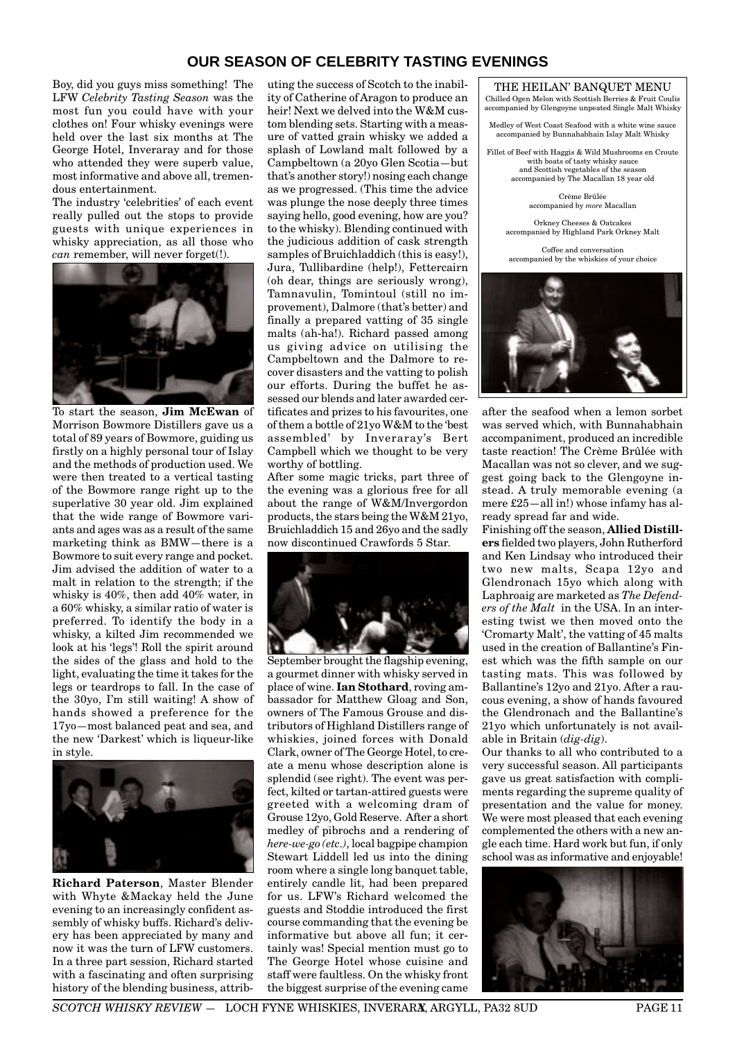# OUR SEASON OF CELEBRITY TASTING EVENINGS

Boy, did you guys miss something! The LFW *Celebrity Tasting Season* was the most fun you could have with your clothes on! Four whisky evenings were held over the last six months at The George Hotel, Inveraray and for those who attended they were superb value, most informative and above all, tremendous entertainment.

The industry 'celebrities' of each event really pulled out the stops to provide guests with unique experiences in whisky appreciation, as all those who *can* remember, will never forget(!).

To start the season, **Jim McEwan** of Morrison Bowmore Distillers gave us a total of 89 years of Bowmore, guiding us firstly on a highly personal tour of Islay and the methods of production used. We were then treated to a vertical tasting of the Bowmore range right up to the superlative 30 year old. Jim explained that the wide range of Bowmore variants and ages was as a result of the same marketing think as BMW—there is a Bowmore to suit every range and pocket. Jim advised the addition of water to a malt in relation to the strength; if the whisky is 40%, then add 40% water, in a 60% whisky, a similar ratio of water is preferred. To identify the body in a whisky, a kilted Jim recommended we look at his 'legs'! Roll the spirit around the sides of the glass and hold to the light, evaluating the time it takes for the legs or teardrops to fall. In the case of the 30yo, I'm still waiting! A show of hands showed a preference for the 17yo—most balanced peat and sea, and the new 'Darkest' which is liqueur-like in style.

**Richard Paterson**, Master Blender with Whyte &Mackay held the June evening to an increasingly confident assembly of whisky buffs. Richard's delivery has been appreciated by many and now it was the turn of LFW customers. In a three part session, Richard started with a fascinating and often surprising history of the blending business, attributing the success of Scotch to the inability of Catherine of Aragon to produce an heir! Next we delved into the W&M custom blending sets. Starting with a measure of vatted grain whisky we added a splash of Lowland malt followed by a Campbeltown (a 20yo Glen Scotia—but that's another story!) nosing each change as we progressed. (This time the advice was plunge the nose deeply three times saying hello, good evening, how are you? to the whisky). Blending continued with the judicious addition of cask strength samples of Bruichladdich (this is easy!), Jura, Tullibardine (help!), Fettercairn (oh dear, things are seriously wrong), Tamnavulin, Tomintoul (still no improvement), Dalmore (that's better) and finally a prepared vatting of 35 single malts (ah-ha!). Richard passed among us giving advice on utilising the Campbeltown and the Dalmore to recover disasters and the vatting to polish our efforts. During the buffet he assessed our blends and later awarded certificates and prizes to his favourites, one of them a bottle of 21yo W&M to the 'best assembled' by Inveraray's Bert Campbell which we thought to be very worthy of bottling.

After some magic tricks, part three of the evening was a glorious free for all about the range of W&M/Invergordon products, the stars being the W&M 21yo, Bruichladdich 15 and 26yo and the sadly now discontinued Crawfords 5 Star.

September brought the flagship evening, a gourmet dinner with whisky served in place of wine. **Ian Stothard**, roving ambassador for Matthew Gloag and Son, owners of The Famous Grouse and distributors of Highland Distillers range of whiskies, joined forces with Donald Clark, owner of The George Hotel, to create a menu whose description alone is splendid (see right). The event was perfect, kilted or tartan-attired guests were greeted with a welcoming dram of Grouse 12yo, Gold Reserve. After a short medley of pibrochs and a rendering of *here-we-go (etc.)*, local bagpipe champion Stewart Liddell led us into the dining room where a single long banquet table, entirely candle lit, had been prepared for us. LFW's Richard welcomed the guests and Stoddie introduced the first course commanding that the evening be informative but above all fun; it certainly was! Special mention must go to The George Hotel whose cuisine and staff were faultless. On the whisky front the biggest surprise of the evening came after the seafood when a lemon sorbet was served which, with Bunnahabhain accompaniment, produced an incredible taste reaction! The Crème Brûlée with Macallan was not so clever, and we suggest going back to the Glengoyne instead. A truly memorable evening (a mere £25—all in!) whose infamy has already spread far and wide.

> **THE HEILAN' BANQUET MENU**
>
> Chilled Ogen Melon with Scottish Berries & Fruit Coulis
> accompanied by Glengoyne unpeated Single Malt Whisky
>
> Medley of West Coast Seafood with a white wine sauce
> accompanied by Bunnahabhain Islay Malt Whisky
>
> Fillet of Beef with Haggis & Wild Mushrooms en Croute
> with boats of tasty whisky sauce
> and Scottish vegetables of the season
> accompanied by The Macallan 18 year old
>
> Crème Brûlée
> accompanied by *more* Macallan
>
> Orkney Cheeses & Oatcakes
> accompanied by Highland Park Orkney Malt
>
> Coffee and conversation
> accompanied by the whiskies of your choice

Finishing off the season, **Allied Distillers** fielded two players, John Rutherford and Ken Lindsay who introduced their two new malts, Scapa 12yo and Glendronach 15yo which along with Laphroaig are marketed as *The Defenders of the Malt* in the USA. In an interesting twist we then moved onto the 'Cromarty Malt', the vatting of 45 malts used in the creation of Ballantine's Finest which was the fifth sample on our tasting mats. This was followed by Ballantine's 12yo and 21yo. After a raucous evening, a show of hands favoured the Glendronach and the Ballantine's 21yo which unfortunately is not available in Britain (*dig-dig*).

Our thanks to all who contributed to a very successful season. All participants gave us great satisfaction with compliments regarding the supreme quality of presentation and the value for money. We were most pleased that each evening complemented the others with a new angle each time. Hard work but fun, if only school was as informative and enjoyable!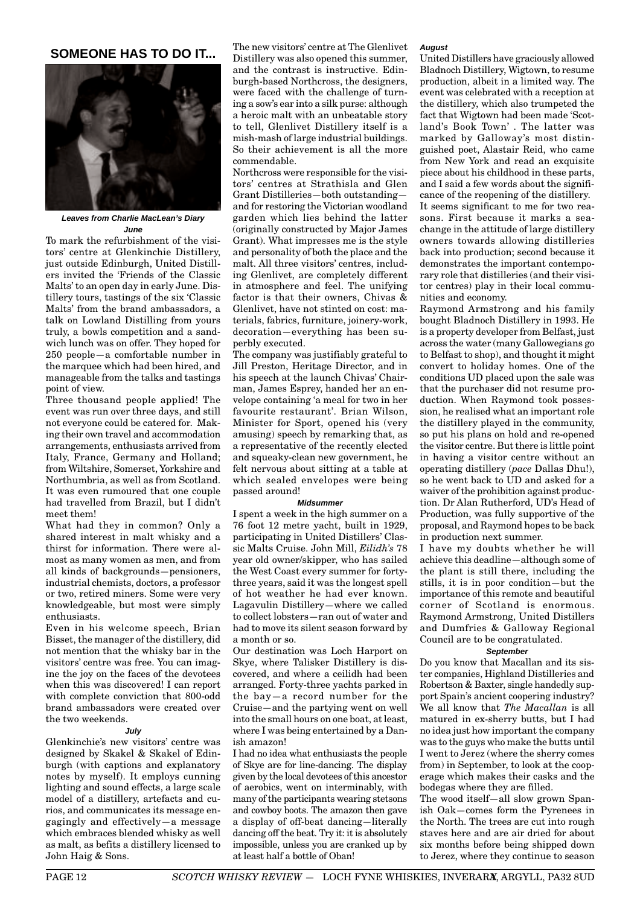## SOMEONE HAS TO DO IT...

***Leaves from Charlie MacLean's Diary***

***June***

To mark the refurbishment of the visitors' centre at Glenkinchie Distillery, just outside Edinburgh, United Distillers invited the 'Friends of the Classic Malts' to an open day in early June. Distillery tours, tastings of the six 'Classic Malts' from the brand ambassadors, a talk on Lowland Distilling from yours truly, a bowls competition and a sandwich lunch was on offer. They hoped for 250 people—a comfortable number in the marquee which had been hired, and manageable from the talks and tastings point of view.

Three thousand people applied! The event was run over three days, and still not everyone could be catered for. Making their own travel and accommodation arrangements, enthusiasts arrived from Italy, France, Germany and Holland; from Wiltshire, Somerset, Yorkshire and Northumbria, as well as from Scotland. It was even rumoured that one couple had travelled from Brazil, but I didn't meet them!

What had they in common? Only a shared interest in malt whisky and a thirst for information. There were almost as many women as men, and from all kinds of backgrounds—pensioners, industrial chemists, doctors, a professor or two, retired miners. Some were very knowledgeable, but most were simply enthusiasts.

Even in his welcome speech, Brian Bisset, the manager of the distillery, did not mention that the whisky bar in the visitors' centre was free. You can imagine the joy on the faces of the devotees when this was discovered! I can report with complete conviction that 800-odd brand ambassadors were created over the two weekends.

***July***

Glenkinchie's new visitors' centre was designed by Skakel & Skakel of Edinburgh (with captions and explanatory notes by myself). It employs cunning lighting and sound effects, a large scale model of a distillery, artefacts and curios, and communicates its message engagingly and effectively—a message which embraces blended whisky as well as malt, as befits a distillery licensed to John Haig & Sons.

The new visitors' centre at The Glenlivet Distillery was also opened this summer, and the contrast is instructive. Edinburgh-based Northcross, the designers, were faced with the challenge of turning a sow's ear into a silk purse: although a heroic malt with an unbeatable story to tell, Glenlivet Distillery itself is a mish-mash of large industrial buildings. So their achievement is all the more commendable.

Northcross were responsible for the visitors' centres at Strathisla and Glen Grant Distilleries—both outstanding—and for restoring the Victorian woodland garden which lies behind the latter (originally constructed by Major James Grant). What impresses me is the style and personality of both the place and the malt. All three visitors' centres, including Glenlivet, are completely different in atmosphere and feel. The unifying factor is that their owners, Chivas & Glenlivet, have not stinted on cost: materials, fabrics, furniture, joinery-work, decoration—everything has been superbly executed.

The company was justifiably grateful to Jill Preston, Heritage Director, and in his speech at the launch Chivas' Chairman, James Esprey, handed her an envelope containing 'a meal for two in her favourite restaurant'. Brian Wilson, Minister for Sport, opened his (very amusing) speech by remarking that, as a representative of the recently elected and squeaky-clean new government, he felt nervous about sitting at a table at which sealed envelopes were being passed around!

***Midsummer***

I spent a week in the high summer on a 76 foot 12 metre yacht, built in 1929, participating in United Distillers' Classic Malts Cruise. John Mill, *Eilidh's* 78 year old owner/skipper, who has sailed the West Coast every summer for forty-three years, said it was the longest spell of hot weather he had ever known. Lagavulin Distillery—where we called to collect lobsters—ran out of water and had to move its silent season forward by a month or so.

Our destination was Loch Harport on Skye, where Talisker Distillery is discovered, and where a ceilidh had been arranged. Forty-three yachts parked in the bay—a record number for the Cruise—and the partying went on well into the small hours on one boat, at least, where I was being entertained by a Danish amazon!

I had no idea what enthusiasts the people of Skye are for line-dancing. The display given by the local devotees of this ancestor of aerobics, went on interminably, with many of the participants wearing stetsons and cowboy boots. The amazon then gave a display of off-beat dancing—literally dancing off the beat. Try it: it is absolutely impossible, unless you are cranked up by at least half a bottle of Oban!

***August***

United Distillers have graciously allowed Bladnoch Distillery, Wigtown, to resume production, albeit in a limited way. The event was celebrated with a reception at the distillery, which also trumpeted the fact that Wigtown had been made 'Scotland's Book Town' . The latter was marked by Galloway's most distinguished poet, Alastair Reid, who came from New York and read an exquisite piece about his childhood in these parts, and I said a few words about the significance of the reopening of the distillery.

It seems significant to me for two reasons. First because it marks a sea-change in the attitude of large distillery owners towards allowing distilleries back into production; second because it demonstrates the important contemporary role that distilleries (and their visitor centres) play in their local communities and economy.

Raymond Armstrong and his family bought Bladnoch Distillery in 1993. He is a property developer from Belfast, just across the water (many Gallowegians go to Belfast to shop), and thought it might convert to holiday homes. One of the conditions UD placed upon the sale was that the purchaser did not resume production. When Raymond took possession, he realised what an important role the distillery played in the community, so put his plans on hold and re-opened the visitor centre. But there is little point in having a visitor centre without an operating distillery (*pace* Dallas Dhu!), so he went back to UD and asked for a waiver of the prohibition against production. Dr Alan Rutherford, UD's Head of Production, was fully supportive of the proposal, and Raymond hopes to be back in production next summer.

I have my doubts whether he will achieve this deadline—although some of the plant is still there, including the stills, it is in poor condition—but the importance of this remote and beautiful corner of Scotland is enormous. Raymond Armstrong, United Distillers and Dumfries & Galloway Regional Council are to be congratulated.

***September***

Do you know that Macallan and its sister companies, Highland Distilleries and Robertson & Baxter, single handedly support Spain's ancient coopering industry? We all know that *The Macallan* is all matured in ex-sherry butts, but I had no idea just how important the company was to the guys who make the butts until I went to Jerez (where the sherry comes from) in September, to look at the cooperage which makes their casks and the bodegas where they are filled.

The wood itself—all slow grown Spanish Oak—comes form the Pyrenees in the North. The trees are cut into rough staves here and are air dried for about six months before being shipped down to Jerez, where they continue to season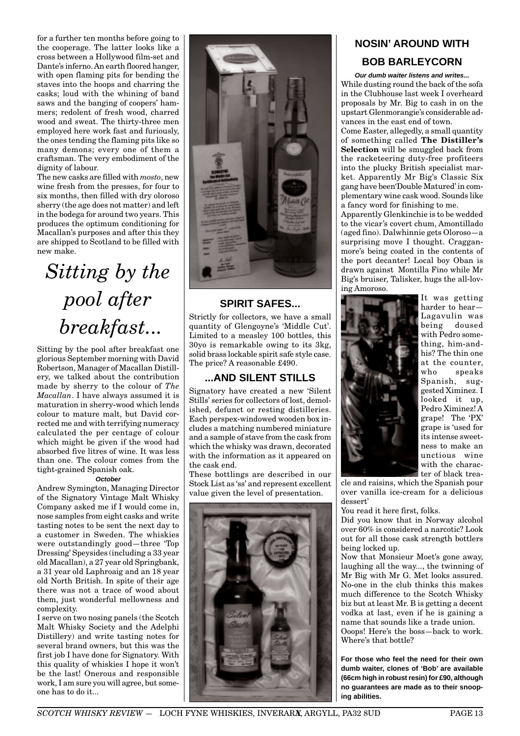for a further ten months before going to the cooperage. The latter looks like a cross between a Hollywood film-set and Dante's inferno. An earth floored hanger, with open flaming pits for bending the staves into the hoops and charring the casks; loud with the whining of band saws and the banging of coopers' hammers; redolent of fresh wood, charred wood and sweat. The thirty-three men employed here work fast and furiously, the ones tending the flaming pits like so many demons; every one of them a craftsman. The very embodiment of the dignity of labour.

The new casks are filled with *mosto*, new wine fresh from the presses, for four to six months, then filled with dry oloroso sherry (the age does not matter) and left in the bodega for around two years. This produces the optimum conditioning for Macallan's purposes and after this they are shipped to Scotland to be filled with new make.

# *Sitting by the pool after breakfast...*

Sitting by the pool after breakfast one glorious September morning with David Robertson, Manager of Macallan Distillery, we talked about the contribution made by sherry to the colour of *The Macallan*. I have always assumed it is maturation in sherry-wood which lends colour to mature malt, but David corrected me and with terrifying numeracy calculated the per centage of colour which might be given if the wood had absorbed five litres of wine. It was less than one. The colour comes from the tight-grained Spanish oak.

***October***

Andrew Symington, Managing Director of the Signatory Vintage Malt Whisky Company asked me if I would come in, nose samples from eight casks and write tasting notes to be sent the next day to a customer in Sweden. The whiskies were outstandingly good—three 'Top Dressing' Speysides (including a 33 year old Macallan), a 27 year old Springbank, a 31 year old Laphroaig and an 18 year old North British. In spite of their age there was not a trace of wood about them, just wonderful mellowness and complexity.

I serve on two nosing panels (the Scotch Malt Whisky Society and the Adelphi Distillery) and write tasting notes for several brand owners, but this was the first job I have done for Signatory. With this quality of whiskies I hope it won't be the last! Onerous and responsible work, I am sure you will agree, but someone has to do it...

## SPIRIT SAFES...

Strictly for collectors, we have a small quantity of Glengoyne's 'Middle Cut'. Limited to a measley 100 bottles, this 30yo is remarkable owing to its 3kg, solid brass lockable spirit safe style case. The price? A reasonable £490.

## ...AND SILENT STILLS

Signatory have created a new 'Silent Stills' series for collectors of lost, demolished, defunct or resting distilleries. Each perspex-windowed wooden box includes a matching numbered miniature and a sample of stave from the cask from which the whisky was drawn, decorated with the information as it appeared on the cask end.

These bottlings are described in our Stock List as 'ss' and represent excellent value given the level of presentation.

## NOSIN' AROUND WITH BOB BARLEYCORN

***Our dumb waiter listens and writes...***

While dusting round the back of the sofa in the Clubhouse last week I overheard proposals by Mr. Big to cash in on the upstart Glenmorangie's considerable advances in the east end of town.

Come Easter, allegedly, a small quantity of something called **The Distiller's Selection** will be smuggled back from the racketeering duty-free profiteers into the plucky British specialist market. Apparently Mr Big's Classic Six gang have been'Double Matured' in complementary wine cask wood. Sounds like a fancy word for finishing to me.

Apparently Glenkinchie is to be wedded to the vicar's covert chum, Amontillado (aged fino). Dalwhinnie gets Oloroso—a surprising move I thought. Cragganmore's being coated in the contents of the port decanter! Local boy Oban is drawn against Montilla Fino while Mr Big's bruiser, Talisker, hugs the all-loving Amoroso.

It was getting harder to hear—Lagavulin was being doused with Pedro something, him-and-his? The thin one at the counter, who speaks Spanish, suggested Ximinez. I looked it up, Pedro Ximinez! A grape! The 'PX' grape is 'used for its intense sweetness to make an unctious wine with the character of black treacle and raisins, which the Spanish pour over vanilla ice-cream for a delicious dessert'

You read it here first, folks.

Did you know that in Norway alcohol over 60% is considered a narcotic? Look out for all those cask strength bottlers being locked up.

Now that Monsieur Moet's gone away, laughing all the way..., the twinning of Mr Big with Mr G. Met looks assured. No-one in the club thinks this makes much difference to the Scotch Whisky biz but at least Mr. B is getting a decent vodka at last, even if he is gaining a name that sounds like a trade union.

Ooops! Here's the boss—back to work. Where's that bottle?

**For those who feel the need for their own dumb waiter, clones of 'Bob' are available (66cm high in robust resin) for £90, although no guarantees are made as to their snooping abilities.**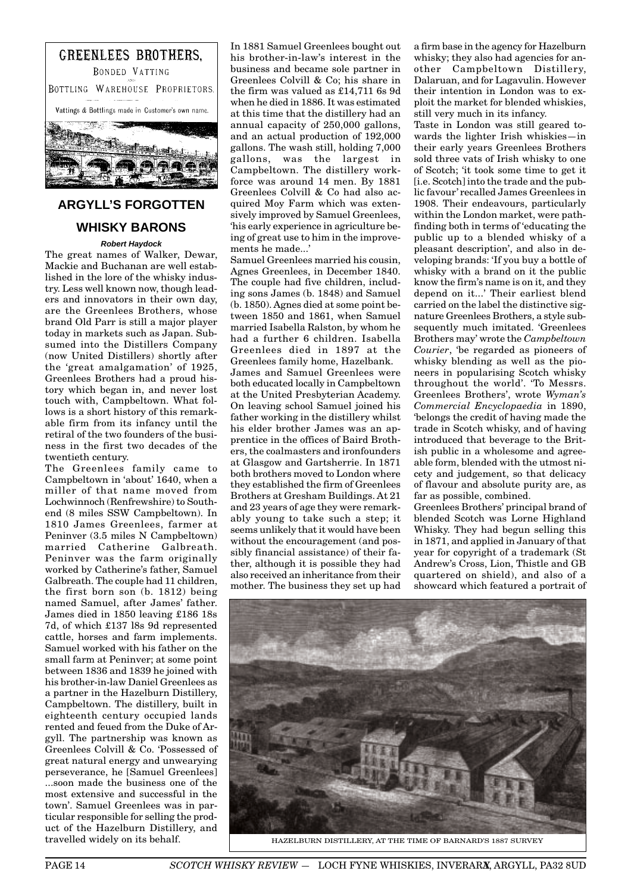GREENLEES BROTHERS,

BONDED VATTING AND BOTTLING WAREHOUSE PROPRIETORS.

Vattings & Bottlings made in Customer's own name.

## ARGYLL'S FORGOTTEN WHISKY BARONS

***Robert Haydock***

The great names of Walker, Dewar, Mackie and Buchanan are well established in the lore of the whisky industry. Less well known now, though leaders and innovators in their own day, are the Greenlees Brothers, whose brand Old Parr is still a major player today in markets such as Japan. Subsumed into the Distillers Company (now United Distillers) shortly after the 'great amalgamation' of 1925, Greenlees Brothers had a proud history which began in, and never lost touch with, Campbeltown. What follows is a short history of this remarkable firm from its infancy until the retiral of the two founders of the business in the first two decades of the twentieth century.

The Greenlees family came to Campbeltown in 'about' 1640, when a miller of that name moved from Lochwinnoch (Renfrewshire) to Southend (8 miles SSW Campbeltown). In 1810 James Greenlees, farmer at Peninver (3.5 miles N Campbeltown) married Catherine Galbreath. Peninver was the farm originally worked by Catherine's father, Samuel Galbreath. The couple had 11 children, the first born son (b. 1812) being named Samuel, after James' father. James died in 1850 leaving £186 18s 7d, of which £137 l8s 9d represented cattle, horses and farm implements. Samuel worked with his father on the small farm at Peninver; at some point between 1836 and 1839 he joined with his brother-in-law Daniel Greenlees as a partner in the Hazelburn Distillery, Campbeltown. The distillery, built in eighteenth century occupied lands rented and feued from the Duke of Argyll. The partnership was known as Greenlees Colvill & Co. 'Possessed of great natural energy and unwearying perseverance, he [Samuel Greenlees] ...soon made the business one of the most extensive and successful in the town'. Samuel Greenlees was in particular responsible for selling the product of the Hazelburn Distillery, and travelled widely on its behalf.

In 1881 Samuel Greenlees bought out his brother-in-law's interest in the business and became sole partner in Greenlees Colvill & Co; his share in the firm was valued as £14,711 6s 9d when he died in 1886. It was estimated at this time that the distillery had an annual capacity of 250,000 gallons, and an actual production of 192,000 gallons. The wash still, holding 7,000 gallons, was the largest in Campbeltown. The distillery workforce was around 14 men. By 1881 Greenlees Colvill & Co had also acquired Moy Farm which was extensively improved by Samuel Greenlees, 'his early experience in agriculture being of great use to him in the improvements he made...'

Samuel Greenlees married his cousin, Agnes Greenlees, in December 1840. The couple had five children, including sons James (b. 1848) and Samuel (b. 1850). Agnes died at some point between 1850 and 1861, when Samuel married Isabella Ralston, by whom he had a further 6 children. Isabella Greenlees died in 1897 at the Greenlees family home, Hazelbank.

James and Samuel Greenlees were both educated locally in Campbeltown at the United Presbyterian Academy. On leaving school Samuel joined his father working in the distillery whilst his elder brother James was an apprentice in the offices of Baird Brothers, the coalmasters and ironfounders at Glasgow and Gartsherrie. In 1871 both brothers moved to London where they established the firm of Greenlees Brothers at Gresham Buildings. At 21 and 23 years of age they were remarkably young to take such a step; it seems unlikely that it would have been without the encouragement (and possibly financial assistance) of their father, although it is possible they had also received an inheritance from their mother. The business they set up had a firm base in the agency for Hazelburn whisky; they also had agencies for another Campbeltown Distillery, Dalaruan, and for Lagavulin. However their intention in London was to exploit the market for blended whiskies, still very much in its infancy.

Taste in London was still geared towards the lighter Irish whiskies—in their early years Greenlees Brothers sold three vats of Irish whisky to one of Scotch; 'it took some time to get it [i.e. Scotch] into the trade and the public favour' recalled James Greenlees in 1908. Their endeavours, particularly within the London market, were pathfinding both in terms of 'educating the public up to a blended whisky of a pleasant description', and also in developing brands: 'If you buy a bottle of whisky with a brand on it the public know the firm's name is on it, and they depend on it...' Their earliest blend carried on the label the distinctive signature Greenlees Brothers, a style subsequently much imitated. 'Greenlees Brothers may' wrote the *Campbeltown Courier*, 'be regarded as pioneers of whisky blending as well as the pioneers in popularising Scotch whisky throughout the world'. 'To Messrs. Greenlees Brothers', wrote *Wyman's Commercial Encyclopaedia* in 1890, 'belongs the credit of having made the trade in Scotch whisky, and of having introduced that beverage to the British public in a wholesome and agreeable form, blended with the utmost nicety and judgement, so that delicacy of flavour and absolute purity are, as far as possible, combined.

Greenlees Brothers' principal brand of blended Scotch was Lorne Highland Whisky. They had begun selling this in 1871, and applied in January of that year for copyright of a trademark (St Andrew's Cross, Lion, Thistle and GB quartered on shield), and also of a showcard which featured a portrait of

HAZELBURN DISTILLERY, AT THE TIME OF BARNARD'S 1887 SURVEY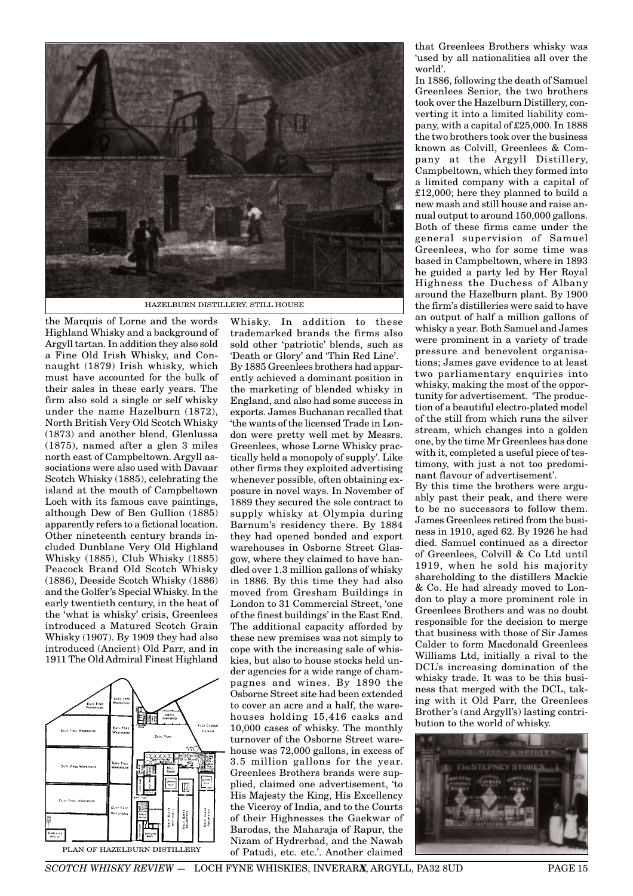HAZELBURN DISTILLERY, STILL HOUSE

the Marquis of Lorne and the words Highland Whisky and a background of Argyll tartan. In addition they also sold a Fine Old Irish Whisky, and Connaught (1879) Irish whisky, which must have accounted for the bulk of their sales in these early years. The firm also sold a single or self whisky under the name Hazelburn (1872), North British Very Old Scotch Whisky (1873) and another blend, Glenlussa (1875), named after a glen 3 miles north east of Campbeltown. Argyll associations were also used with Davaar Scotch Whisky (1885), celebrating the island at the mouth of Campbeltown Loch with its famous cave paintings, although Dew of Ben Gullion (1885) apparently refers to a fictional location. Other nineteenth century brands included Dunblane Very Old Highland Whisky (1885), Club Whisky (1885) Peacock Brand Old Scotch Whisky (1886), Deeside Scotch Whisky (1886) and the Golfer's Special Whisky. In the early twentieth century, in the heat of the 'what is whisky' crisis, Greenlees introduced a Matured Scotch Grain Whisky (1907). By 1909 they had also introduced (Ancient) Old Parr, and in 1911 The Old Admiral Finest Highland Whisky. In addition to these trademarked brands the firms also sold other 'patriotic' blends, such as 'Death or Glory' and 'Thin Red Line'.

PLAN OF HAZELBURN DISTILLERY

By 1885 Greenlees brothers had apparently achieved a dominant position in the marketing of blended whisky in England, and also had some success in exports. James Buchanan recalled that 'the wants of the licensed Trade in London were pretty well met by Messrs. Greenlees, whose Lorne Whisky practically held a monopoly of supply'. Like other firms they exploited advertising whenever possible, often obtaining exposure in novel ways. In November of 1889 they secured the sole contract to supply whisky at Olympia during Barnum's residency there. By 1884 they had opened bonded and export warehouses in Osborne Street Glasgow, where they claimed to have handled over 1.3 million gallons of whisky in 1886. By this time they had also moved from Gresham Buildings in London to 31 Commercial Street, 'one of the finest buildings' in the East End. The additional capacity afforded by these new premises was not simply to cope with the increasing sale of whiskies, but also to house stocks held under agencies for a wide range of champagnes and wines. By 1890 the Osborne Street site had been extended to cover an acre and a half, the warehouses holding 15,416 casks and 10,000 cases of whisky. The monthly turnover of the Osborne Street warehouse was 72,000 gallons, in excess of 3.5 million gallons for the year. Greenlees Brothers brands were supplied, claimed one advertisement, 'to His Majesty the King, His Excellency the Viceroy of India, and to the Courts of their Highnesses the Gaekwar of Barodas, the Maharaja of Rapur, the Nizam of Hydrerbad, and the Nawab of Patudi, etc. etc.'. Another claimed that Greenlees Brothers whisky was 'used by all nationalities all over the world'.

In 1886, following the death of Samuel Greenlees Senior, the two brothers took over the Hazelburn Distillery, converting it into a limited liability company, with a capital of £25,000. In 1888 the two brothers took over the business known as Colvill, Greenlees & Company at the Argyll Distillery, Campbeltown, which they formed into a limited company with a capital of £12,000; here they planned to build a new mash and still house and raise annual output to around 150,000 gallons. Both of these firms came under the general supervision of Samuel Greenlees, who for some time was based in Campbeltown, where in 1893 he guided a party led by Her Royal Highness the Duchess of Albany around the Hazelburn plant. By 1900 the firm's distilleries were said to have an output of half a million gallons of whisky a year. Both Samuel and James were prominent in a variety of trade pressure and benevolent organisations; James gave evidence to at least two parliamentary enquiries into whisky, making the most of the opportunity for advertisement. 'The production of a beautiful electro-plated model of the still from which runs the silver stream, which changes into a golden one, by the time Mr Greenlees has done with it, completed a useful piece of testimony, with just a not too predominant flavour of advertisement'.

By this time the brothers were arguably past their peak, and there were to be no successors to follow them. James Greenlees retired from the business in 1910, aged 62. By 1926 he had died. Samuel continued as a director of Greenlees, Colvill & Co Ltd until 1919, when he sold his majority shareholding to the distillers Mackie & Co. He had already moved to London to play a more prominent role in Greenlees Brothers and was no doubt responsible for the decision to merge that business with those of Sir James Calder to form Macdonald Greenlees Williams Ltd, initially a rival to the DCL's increasing domination of the whisky trade. It was to be this business that merged with the DCL, taking with it Old Parr, the Greenlees Brother's (and Argyll's) lasting contribution to the world of whisky.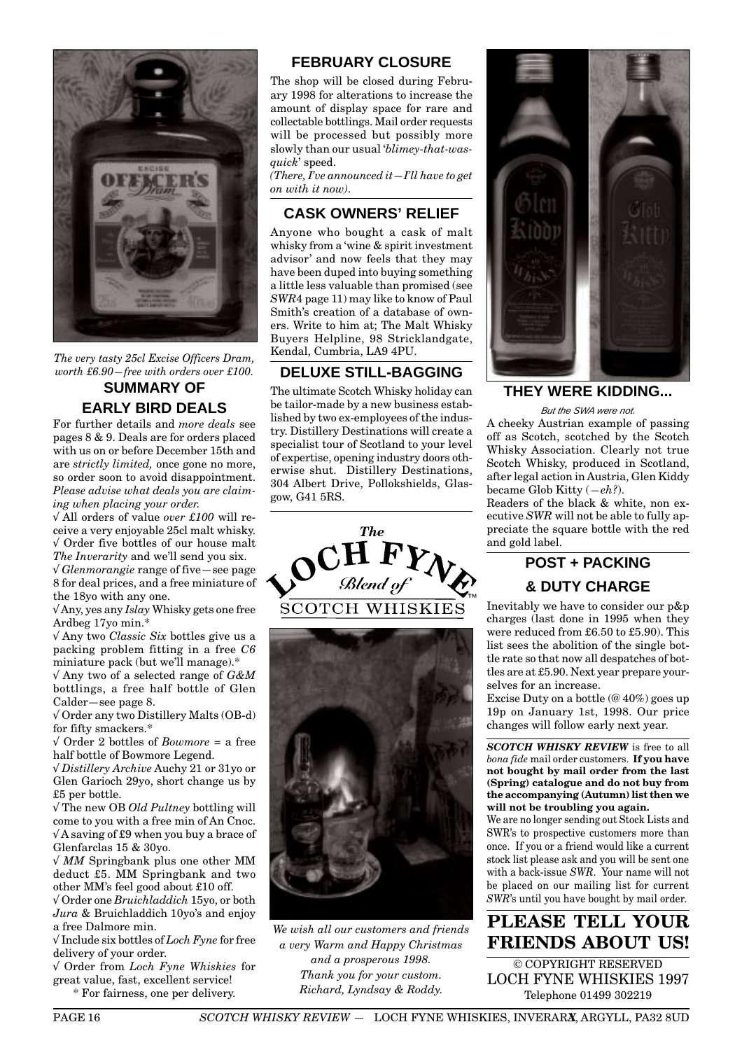*The very tasty 25cl Excise Officers Dram, worth £6.90—free with orders over £100.*

## SUMMARY OF EARLY BIRD DEALS

For further details and *more deals* see pages 8 & 9. Deals are for orders placed with us on or before December 15th and are *strictly limited,* once gone no more, so order soon to avoid disappointment. *Please advise what deals you are claiming when placing your order.*

√ All orders of value *over £100* will receive a very enjoyable 25cl malt whisky.

√ Order five bottles of our house malt *The Inverarity* and we'll send you six.

√ *Glenmorangie* range of five—see page 8 for deal prices, and a free miniature of the 18yo with any one.

√ Any, yes any *Islay* Whisky gets one free Ardbeg 17yo min.*

√ Any two *Classic Six* bottles give us a packing problem fitting in a free *C6* miniature pack (but we'll manage).*

√ Any two of a selected range of *G&M* bottlings, a free half bottle of Glen Calder—see page 8.

√ Order any two Distillery Malts (OB-d) for fifty smackers.*

√ Order 2 bottles of *Bowmore* = a free half bottle of Bowmore Legend.

√ *Distillery Archive* Auchy 21 or 31yo or Glen Garioch 29yo, short change us by £5 per bottle.

√ The new OB *Old Pultney* bottling will come to you with a free min of An Cnoc.

√ A saving of £9 when you buy a brace of Glenfarclas 15 & 30yo.

√ *MM* Springbank plus one other MM deduct £5. MM Springbank and two other MM's feel good about £10 off.

√ Order one *Bruichladdich* 15yo, or both *Jura* & Bruichladdich 10yo's and enjoy a free Dalmore min.

√ Include six bottles of *Loch Fyne* for free delivery of your order.

√ Order from *Loch Fyne Whiskies* for great value, fast, excellent service!

\* For fairness, one per delivery.

## FEBRUARY CLOSURE

The shop will be closed during February 1998 for alterations to increase the amount of display space for rare and collectable bottlings. Mail order requests will be processed but possibly more slowly than our usual '*blimey-that-was-quick*' speed.

*(There, I've announced it—I'll have to get on with it now).*

## CASK OWNERS' RELIEF

Anyone who bought a cask of malt whisky from a 'wine & spirit investment advisor' and now feels that they may have been duped into buying something a little less valuable than promised (see *SWR*4 page 11) may like to know of Paul Smith's creation of a database of owners. Write to him at; The Malt Whisky Buyers Helpline, 98 Stricklandgate, Kendal, Cumbria, LA9 4PU.

## DELUXE STILL-BAGGING

The ultimate Scotch Whisky holiday can be tailor-made by a new business established by two ex-employees of the industry. Distillery Destinations will create a specialist tour of Scotland to your level of expertise, opening industry doors otherwise shut. Distillery Destinations, 304 Albert Drive, Pollokshields, Glasgow, G41 5RS.

The LOCH FYNE Blend of SCOTCH WHISKIES™

*We wish all our customers and friends a very Warm and Happy Christmas and a prosperous 1998. Thank you for your custom. Richard, Lyndsay & Roddy.*

## THEY WERE KIDDING...

*But the SWA were not.*

A cheeky Austrian example of passing off as Scotch, scotched by the Scotch Whisky Association. Clearly not true Scotch Whisky, produced in Scotland, after legal action in Austria, Glen Kiddy became Glob Kitty (*—eh?*).

Readers of the black & white, non executive *SWR* will not be able to fully appreciate the square bottle with the red and gold label.

## POST + PACKING & DUTY CHARGE

Inevitably we have to consider our p&p charges (last done in 1995 when they were reduced from £6.50 to £5.90). This list sees the abolition of the single bottle rate so that now all despatches of bottles are at £5.90. Next year prepare yourselves for an increase.

Excise Duty on a bottle (@ 40%) goes up 19p on January 1st, 1998. Our price changes will follow early next year.

***SCOTCH WHISKY REVIEW*** is free to all *bona fide* mail order customers. **If you have not bought by mail order from the last (Spring) catalogue and do not buy from the accompanying (Autumn) list then we will not be troubling you again.**

We are no longer sending out Stock Lists and SWR's to prospective customers more than once. If you or a friend would like a current stock list please ask and you will be sent one with a back-issue *SWR*. Your name will not be placed on our mailing list for current *SWR*'s until you have bought by mail order.

## PLEASE TELL YOUR FRIENDS ABOUT US!

© COPYRIGHT RESERVED
LOCH FYNE WHISKIES 1997
Telephone 01499 302219

*SCOTCH WHISKY REVIEW* — LOCH FYNE WHISKIES, INVERARAY, ARGYLL, PA32 8UD